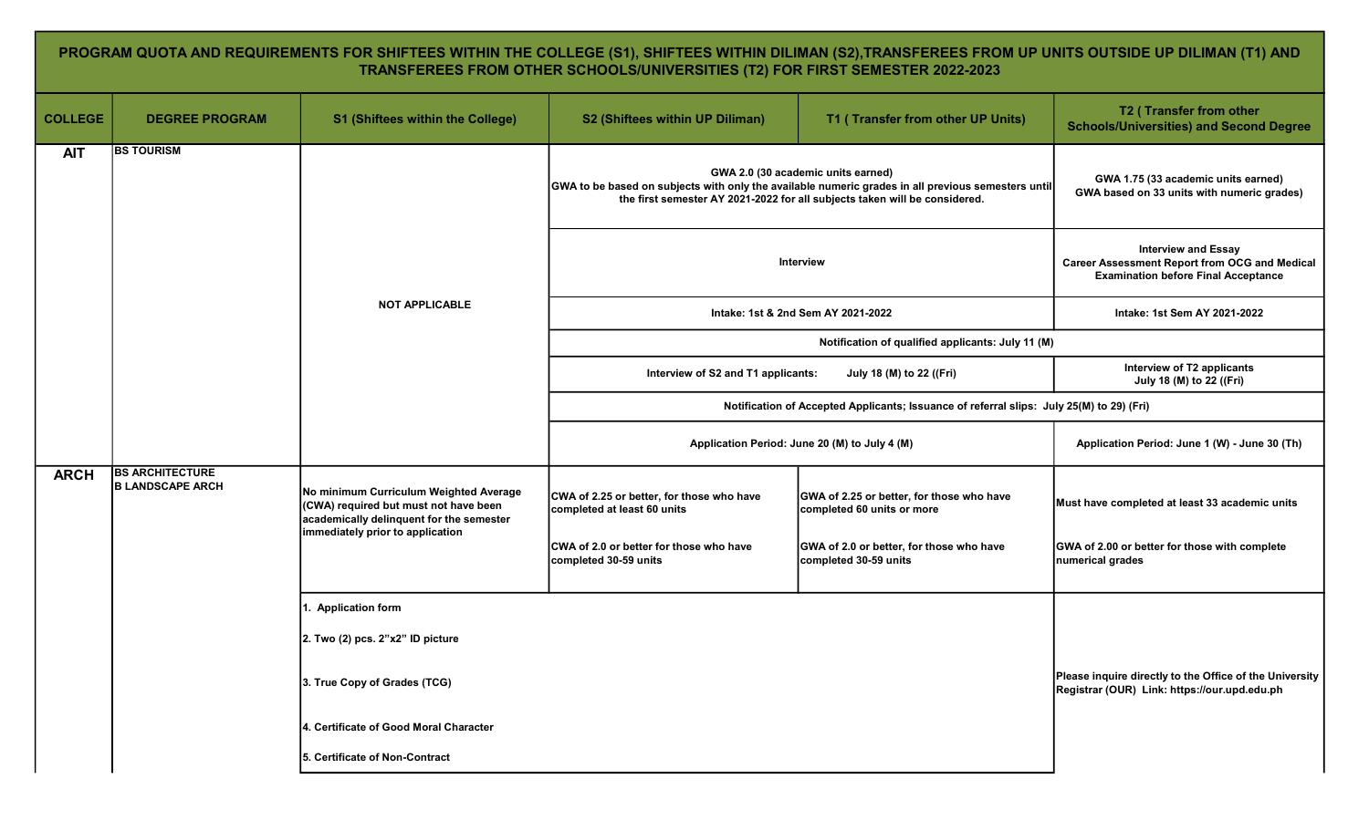**PROGRAM QUOTA AND REQUIREMENTS FOR SHIFTEES WITHIN THE COLLEGE (S1), SHIFTEES WITHIN DILIMAN (S2),TRANSFEREES FROM UP UNITS OUTSIDE UP DILIMAN (T1) AND TRANSFEREES FROM OTHER SCHOOLS/UNIVERSITIES (T2) FOR FIRST SEMESTER 2022-2023**

| COLLEGE | DEGREE PROGRAM | S1 (Shiftees within the College) | S2 (Shiftees within UP Diliman) | T1 ( Transfer from other UP Units) | T2 ( Transfer from other Schools/Universities) and Second Degree |
|---|---|---|---|---|---|
| AIT | BS TOURISM | NOT APPLICABLE | GWA 2.0 (30 academic units earned) GWA to be based on subjects with only the available numeric grades in all previous semesters until the first semester AY 2021-2022 for all subjects taken will be considered. | | GWA 1.75 (33 academic units earned) GWA based on 33 units with numeric grades) |
| | | | Interview | | Interview and Essay Career Assessment Report from OCG and Medical Examination before Final Acceptance |
| | | | Intake: 1st & 2nd Sem AY 2021-2022 | | Intake: 1st Sem AY 2021-2022 |
| | | | Notification of qualified applicants: July 11 (M) | | |
| | | | Interview of S2 and T1 applicants: July 18 (M) to 22 ((Fri) | | Interview of T2 applicants July 18 (M) to 22 ((Fri) |
| | | | Notification of Accepted Applicants; Issuance of referral slips: July 25(M) to 29) (Fri) | | |
| | | | Application Period: June 20 (M) to July 4 (M) | | Application Period: June 1 (W) - June 30 (Th) |
| ARCH | BS ARCHITECTURE<br>B LANDSCAPE ARCH | No minimum Curriculum Weighted Average (CWA) required but must not have been academically delinquent for the semester immediately prior to application | CWA of 2.25 or better, for those who have completed at least 60 units<br><br>CWA of 2.0 or better for those who have completed 30-59 units | GWA of 2.25 or better, for those who have completed 60 units or more<br><br>GWA of 2.0 or better, for those who have completed 30-59 units | Must have completed at least 33 academic units<br><br>GWA of 2.00 or better for those with complete numerical grades |
| | | 1. Application form<br>2. Two (2) pcs. 2"x2" ID picture<br>3. True Copy of Grades (TCG)<br>4. Certificate of Good Moral Character<br>5. Certificate of Non-Contract | | | Please inquire directly to the Office of the University Registrar (OUR) Link: https://our.upd.edu.ph |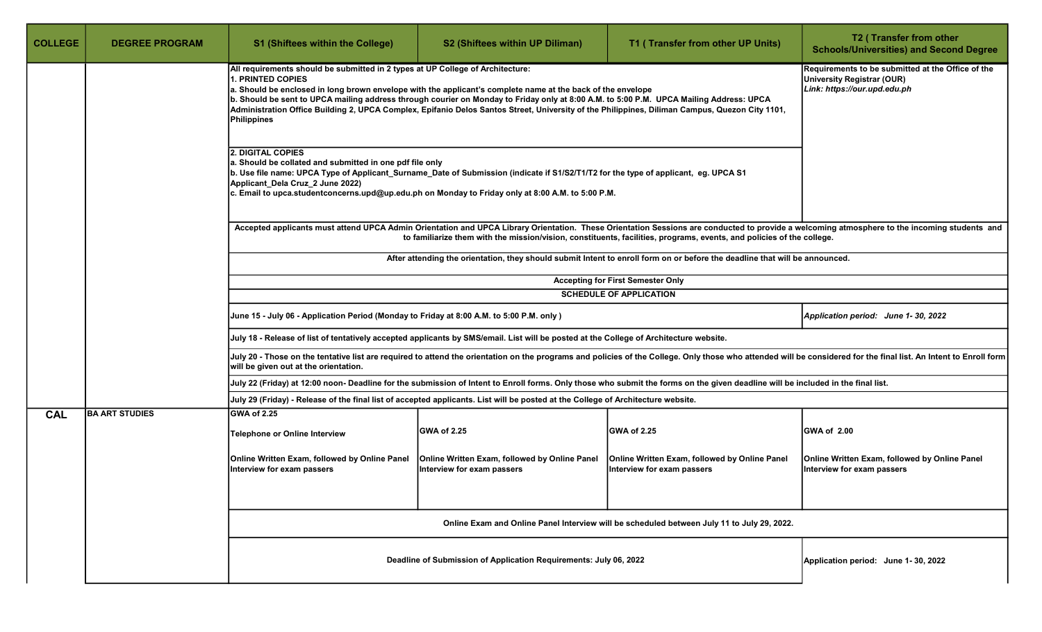| COLLEGE | DEGREE PROGRAM | S1 (Shiftees within the College) | S2 (Shiftees within UP Diliman) | T1 ( Transfer from other UP Units) | T2 ( Transfer from other Schools/Universities) and Second Degree |
|---|---|---|---|---|---|
| | | All requirements should be submitted in 2 types at UP College of Architecture:<br>1. PRINTED COPIES<br>a. Should be enclosed in long brown envelope with the applicant's complete name at the back of the envelope<br>b. Should be sent to UPCA mailing address through courier on Monday to Friday only at 8:00 A.M. to 5:00 P.M. UPCA Mailing Address: UPCA Administration Office Building 2, UPCA Complex, Epifanio Delos Santos Street, University of the Philippines, Diliman Campus, Quezon City 1101, Philippines<br><br>2. DIGITAL COPIES<br>a. Should be collated and submitted in one pdf file only<br>b. Use file name: UPCA Type of Applicant_Surname_Date of Submission (indicate if S1/S2/T1/T2 for the type of applicant, eg. UPCA S1 Applicant_Dela Cruz_2 June 2022)<br>c. Email to upca.studentconcerns.upd@up.edu.ph on Monday to Friday only at 8:00 A.M. to 5:00 P.M. | | | Requirements to be submitted at the Office of the University Registrar (OUR)<br>*Link: https://our.upd.edu.ph* |
| | | Accepted applicants must attend UPCA Admin Orientation and UPCA Library Orientation. These Orientation Sessions are conducted to provide a welcoming atmosphere to the incoming students and to familiarize them with the mission/vision, constituents, facilities, programs, events, and policies of the college. | | | |
| | | After attending the orientation, they should submit Intent to enroll form on or before the deadline that will be announced. | | | |
| | | Accepting for First Semester Only | | | |
| | | SCHEDULE OF APPLICATION | | | |
| | | June 15 - July 06 - Application Period (Monday to Friday at 8:00 A.M. to 5:00 P.M. only ) | | | *Application period: June 1- 30, 2022* |
| | | July 18 - Release of list of tentatively accepted applicants by SMS/email. List will be posted at the College of Architecture website. | | | |
| | | July 20 - Those on the tentative list are required to attend the orientation on the programs and policies of the College. Only those who attended will be considered for the final list. An Intent to Enroll form will be given out at the orientation. | | | |
| | | July 22 (Friday) at 12:00 noon- Deadline for the submission of Intent to Enroll forms. Only those who submit the forms on the given deadline will be included in the final list. | | | |
| | | July 29 (Friday) - Release of the final list of accepted applicants. List will be posted at the College of Architecture website. | | | |
| CAL | BA ART STUDIES | GWA of 2.25<br><br>Telephone or Online Interview<br><br>Online Written Exam, followed by Online Panel Interview for exam passers | GWA of 2.25<br><br>Online Written Exam, followed by Online Panel Interview for exam passers | GWA of 2.25<br><br>Online Written Exam, followed by Online Panel Interview for exam passers | GWA of 2.00<br><br>Online Written Exam, followed by Online Panel Interview for exam passers |
| | | Online Exam and Online Panel Interview will be scheduled between July 11 to July 29, 2022. | | | |
| | | Deadline of Submission of Application Requirements: July 06, 2022 | | | Application period: June 1- 30, 2022 |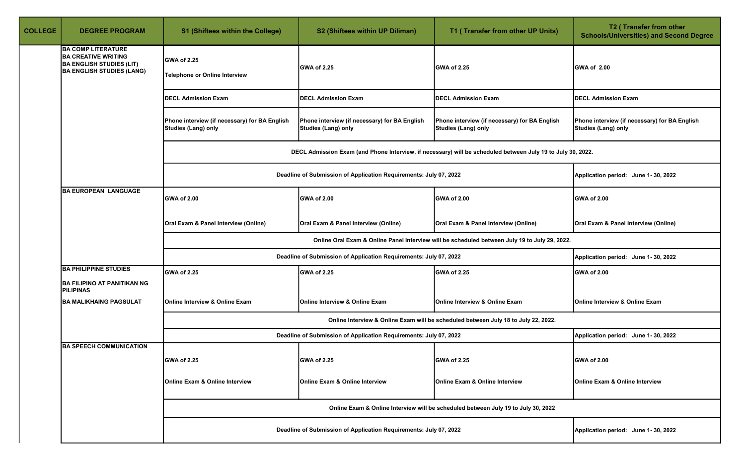| COLLEGE | DEGREE PROGRAM | S1 (Shiftees within the College) | S2 (Shiftees within UP Diliman) | T1 ( Transfer from other UP Units) | T2 ( Transfer from other Schools/Universities) and Second Degree |
|---|---|---|---|---|---|
| | BA COMP LITERATURE<br>BA CREATIVE WRITING<br>BA ENGLISH STUDIES (LIT)<br>BA ENGLISH STUDIES (LANG) | GWA of 2.25<br><br>Telephone or Online Interview | GWA of 2.25 | GWA of 2.25 | GWA of 2.00 |
| | | DECL Admission Exam | DECL Admission Exam | DECL Admission Exam | DECL Admission Exam |
| | | Phone interview (if necessary) for BA English Studies (Lang) only | Phone interview (if necessary) for BA English Studies (Lang) only | Phone interview (if necessary) for BA English Studies (Lang) only | Phone interview (if necessary) for BA English Studies (Lang) only |
| | | DECL Admission Exam (and Phone Interview, if necessary) will be scheduled between July 19 to July 30, 2022. | | | |
| | | Deadline of Submission of Application Requirements: July 07, 2022 | | | Application period: June 1- 30, 2022 |
| | BA EUROPEAN LANGUAGE | GWA of 2.00<br><br>Oral Exam & Panel Interview (Online) | GWA of 2.00<br><br>Oral Exam & Panel Interview (Online) | GWA of 2.00<br><br>Oral Exam & Panel Interview (Online) | GWA of 2.00<br><br>Oral Exam & Panel Interview (Online) |
| | | Online Oral Exam & Online Panel Interview will be scheduled between July 19 to July 29, 2022. | | | |
| | | Deadline of Submission of Application Requirements: July 07, 2022 | | | Application period: June 1- 30, 2022 |
| | BA PHILIPPINE STUDIES<br><br>BA FILIPINO AT PANITIKAN NG PILIPINAS<br><br>BA MALIKHAING PAGSULAT | GWA of 2.25<br><br>Online Interview & Online Exam | GWA of 2.25<br><br>Online Interview & Online Exam | GWA of 2.25<br><br>Online Interview & Online Exam | GWA of 2.00<br><br>Online Interview & Online Exam |
| | | Online Interview & Online Exam will be scheduled between July 18 to July 22, 2022. | | | |
| | | Deadline of Submission of Application Requirements: July 07, 2022 | | | Application period: June 1- 30, 2022 |
| | BA SPEECH COMMUNICATION | GWA of 2.25<br><br>Online Exam & Online Interview | GWA of 2.25<br><br>Online Exam & Online Interview | GWA of 2.25<br><br>Online Exam & Online Interview | GWA of 2.00<br><br>Online Exam & Online Interview |
| | | Online Exam & Online Interview will be scheduled between July 19 to July 30, 2022 | | | |
| | | Deadline of Submission of Application Requirements: July 07, 2022 | | | Application period: June 1- 30, 2022 |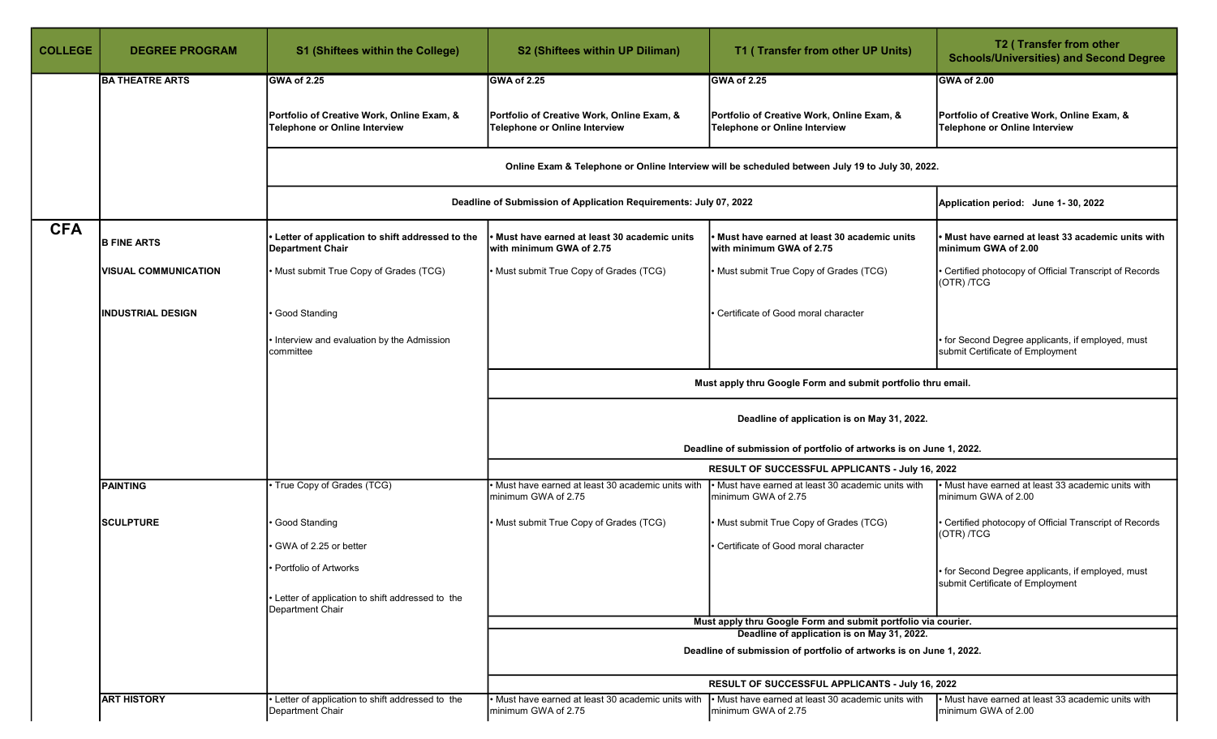| COLLEGE | DEGREE PROGRAM | S1 (Shiftees within the College) | S2 (Shiftees within UP Diliman) | T1 ( Transfer from other UP Units) | T2 ( Transfer from other Schools/Universities) and Second Degree |
|---|---|---|---|---|---|
| CFA | **BA THEATRE ARTS** | **GWA of 2.25**<br><br>**Portfolio of Creative Work, Online Exam, & Telephone or Online Interview** | **GWA of 2.25**<br><br>**Portfolio of Creative Work, Online Exam, & Telephone or Online Interview** | **GWA of 2.25**<br><br>**Portfolio of Creative Work, Online Exam, & Telephone or Online Interview** | **GWA of 2.00**<br><br>**Portfolio of Creative Work, Online Exam, & Telephone or Online Interview** |
| | | **Online Exam & Telephone or Online Interview will be scheduled between July 19 to July 30, 2022.** | | | |
| | | **Deadline of Submission of Application Requirements: July 07, 2022** | | | **Application period: June 1- 30, 2022** |
| | **B FINE ARTS**<br><br>**VISUAL COMMUNICATION**<br><br>**INDUSTRIAL DESIGN** | • **Letter of application to shift addressed to the Department Chair**<br>• Must submit True Copy of Grades (TCG)<br>• Good Standing<br>• Interview and evaluation by the Admission committee | • **Must have earned at least 30 academic units with minimum GWA of 2.75**<br>• Must submit True Copy of Grades (TCG) | • **Must have earned at least 30 academic units with minimum GWA of 2.75**<br>• Must submit True Copy of Grades (TCG)<br>• Certificate of Good moral character | • **Must have earned at least 33 academic units with minimum GWA of 2.00**<br>• Certified photocopy of Official Transcript of Records (OTR) /TCG<br>• for Second Degree applicants, if employed, must submit Certificate of Employment |
| | | | **Must apply thru Google Form and submit portfolio thru email.** | | |
| | | | **Deadline of application is on May 31, 2022.**<br><br>**Deadline of submission of portfolio of artworks is on June 1, 2022.** | | |
| | | | **RESULT OF SUCCESSFUL APPLICANTS - July 16, 2022** | | |
| | **PAINTING**<br><br>**SCULPTURE** | • True Copy of Grades (TCG)<br>• Good Standing<br>• GWA of 2.25 or better<br>• Portfolio of Artworks<br>• Letter of application to shift addressed to the Department Chair | • Must have earned at least 30 academic units with minimum GWA of 2.75<br>• Must submit True Copy of Grades (TCG) | • Must have earned at least 30 academic units with minimum GWA of 2.75<br>• Must submit True Copy of Grades (TCG)<br>• Certificate of Good moral character | • Must have earned at least 33 academic units with minimum GWA of 2.00<br>• Certified photocopy of Official Transcript of Records (OTR) /TCG<br>• for Second Degree applicants, if employed, must submit Certificate of Employment |
| | | | **Must apply thru Google Form and submit portfolio via courier.** | | |
| | | | **Deadline of application is on May 31, 2022.**<br><br>**Deadline of submission of portfolio of artworks is on June 1, 2022.** | | |
| | | | **RESULT OF SUCCESSFUL APPLICANTS - July 16, 2022** | | |
| | **ART HISTORY** | • Letter of application to shift addressed to the Department Chair | • Must have earned at least 30 academic units with minimum GWA of 2.75 | • Must have earned at least 30 academic units with minimum GWA of 2.75 | • Must have earned at least 33 academic units with minimum GWA of 2.00 |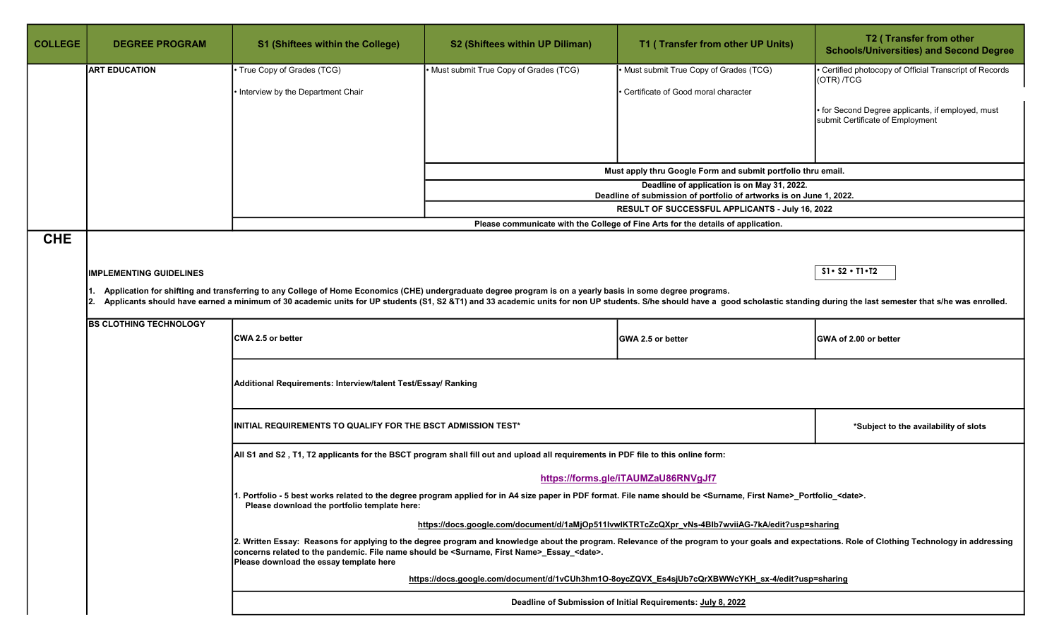| COLLEGE | DEGREE PROGRAM | S1 (Shiftees within the College) | S2 (Shiftees within UP Diliman) | T1 ( Transfer from other UP Units) | T2 ( Transfer from other Schools/Universities) and Second Degree |
|---|---|---|---|---|---|
| | ART EDUCATION | • True Copy of Grades (TCG)<br>• Interview by the Department Chair | • Must submit True Copy of Grades (TCG) | • Must submit True Copy of Grades (TCG)<br>• Certificate of Good moral character | • Certified photocopy of Official Transcript of Records (OTR) /TCG<br>• for Second Degree applicants, if employed, must submit Certificate of Employment |
| | | | Must apply thru Google Form and submit portfolio thru email. | | |
| | | | Deadline of application is on May 31, 2022.<br>Deadline of submission of portfolio of artworks is on June 1, 2022. | | |
| | | | RESULT OF SUCCESSFUL APPLICANTS - July 16, 2022 | | |
| | | Please communicate with the College of Fine Arts for the details of application. | | | |
| CHE | | | | | |

**IMPLEMENTING GUIDELINES**

S1 • S2 • T1 •T2

1. Application for shifting and transferring to any College of Home Economics (CHE) undergraduate degree program is on a yearly basis in some degree programs.
2. Applicants should have earned a minimum of 30 academic units for UP students (S1, S2 &T1) and 33 academic units for non UP students. S/he should have a good scholastic standing during the last semester that s/he was enrolled.

| DEGREE PROGRAM | S1 / S2 | T1 | T2 |
|---|---|---|---|
| BS CLOTHING TECHNOLOGY | CWA 2.5 or better | GWA 2.5 or better | GWA of 2.00 or better |
| | Additional Requirements: Interview/talent Test/Essay/ Ranking | | |
| | INITIAL REQUIREMENTS TO QUALIFY FOR THE BSCT ADMISSION TEST* | | *Subject to the availability of slots |

All S1 and S2 , T1, T2 applicants for the BSCT program shall fill out and upload all requirements in PDF file to this online form:

https://forms.gle/iTAUMZaU86RNVgJf7

1. Portfolio - 5 best works related to the degree program applied for in A4 size paper in PDF format. File name should be <Surname, First Name>_Portfolio_<date>.
   Please download the portfolio template here:

   https://docs.google.com/document/d/1aMjOp511lvwlKTRTcZcQXpr_vNs-4Blb7wviiAG-7kA/edit?usp=sharing

2. Written Essay: Reasons for applying to the degree program and knowledge about the program. Relevance of the program to your goals and expectations. Role of Clothing Technology in addressing concerns related to the pandemic. File name should be <Surname, First Name>_Essay_<date>.
   Please download the essay template here

   https://docs.google.com/document/d/1vCUh3hm1O-8oycZQVX_Es4sjUb7cQrXBWWcYKH_sx-4/edit?usp=sharing

Deadline of Submission of Initial Requirements: July 8, 2022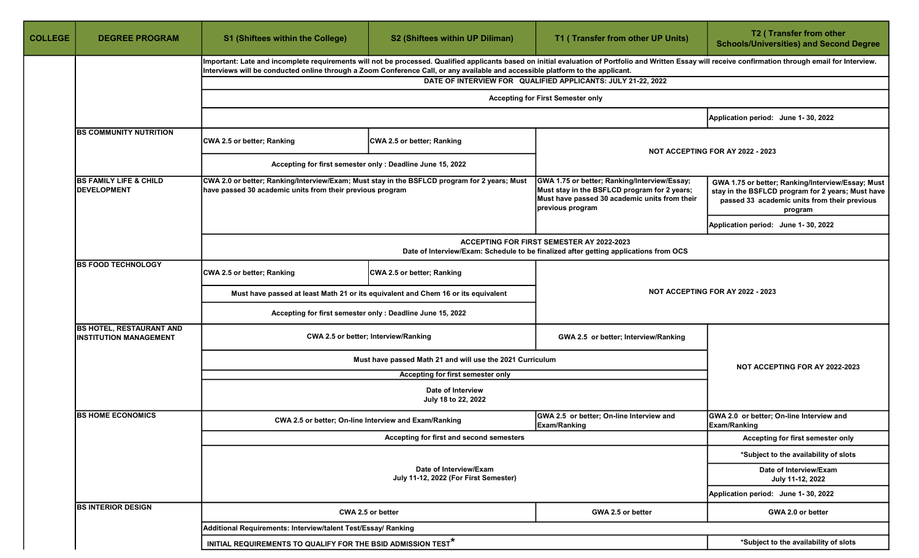| COLLEGE | DEGREE PROGRAM | S1 (Shiftees within the College) | S2 (Shiftees within UP Diliman) | T1 ( Transfer from other UP Units) | T2 ( Transfer from other Schools/Universities) and Second Degree |
|---|---|---|---|---|---|
| | | Important: Late and incomplete requirements will not be processed. Qualified applicants based on initial evaluation of Portfolio and Written Essay will receive confirmation through email for Interview. Interviews will be conducted online through a Zoom Conference Call, or any available and accessible platform to the applicant. | | | |
| | | DATE OF INTERVIEW FOR QUALIFIED APPLICANTS: JULY 21-22, 2022 | | | |
| | | Accepting for First Semester only | | | |
| | | | | | Application period: June 1- 30, 2022 |
| | BS COMMUNITY NUTRITION | CWA 2.5 or better; Ranking | CWA 2.5 or better; Ranking | NOT ACCEPTING FOR AY 2022 - 2023 | |
| | | Accepting for first semester only : Deadline June 15, 2022 | | | |
| | BS FAMILY LIFE & CHILD DEVELOPMENT | CWA 2.0 or better; Ranking/Interview/Exam; Must stay in the BSFLCD program for 2 years; Must have passed 30 academic units from their previous program | | GWA 1.75 or better; Ranking/Interview/Essay; Must stay in the BSFLCD program for 2 years; Must have passed 30 academic units from their previous program | GWA 1.75 or better; Ranking/Interview/Essay; Must stay in the BSFLCD program for 2 years; Must have passed 33 academic units from their previous program |
| | | | | | Application period: June 1- 30, 2022 |
| | | ACCEPTING FOR FIRST SEMESTER AY 2022-2023<br>Date of Interview/Exam: Schedule to be finalized after getting applications from OCS | | | |
| | BS FOOD TECHNOLOGY | CWA 2.5 or better; Ranking | CWA 2.5 or better; Ranking | NOT ACCEPTING FOR AY 2022 - 2023 | |
| | | Must have passed at least Math 21 or its equivalent and Chem 16 or its equivalent | | | |
| | | Accepting for first semester only : Deadline June 15, 2022 | | | |
| | BS HOTEL, RESTAURANT AND INSTITUTION MANAGEMENT | CWA 2.5 or better; Interview/Ranking | | GWA 2.5 or better; Interview/Ranking | NOT ACCEPTING FOR AY 2022-2023 |
| | | Must have passed Math 21 and will use the 2021 Curriculum | | | |
| | | Accepting for first semester only | | | |
| | | Date of Interview<br>July 18 to 22, 2022 | | | |
| | BS HOME ECONOMICS | CWA 2.5 or better; On-line Interview and Exam/Ranking | | GWA 2.5 or better; On-line Interview and Exam/Ranking | GWA 2.0 or better; On-line Interview and Exam/Ranking |
| | | Accepting for first and second semesters | | | Accepting for first semester only |
| | | Date of Interview/Exam<br>July 11-12, 2022 (For First Semester) | | | *Subject to the availability of slots |
| | | | | | Date of Interview/Exam<br>July 11-12, 2022 |
| | | | | | Application period: June 1- 30, 2022 |
| | BS INTERIOR DESIGN | CWA 2.5 or better | | GWA 2.5 or better | GWA 2.0 or better |
| | | Additional Requirements: Interview/talent Test/Essay/ Ranking | | | |
| | | INITIAL REQUIREMENTS TO QUALIFY FOR THE BSID ADMISSION TEST* | | | *Subject to the availability of slots |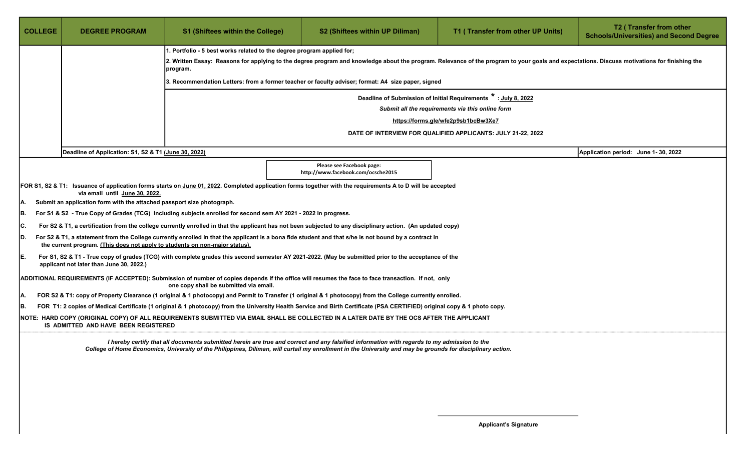| COLLEGE | DEGREE PROGRAM | S1 (Shiftees within the College) | S2 (Shiftees within UP Diliman) | T1 ( Transfer from other UP Units) | T2 ( Transfer from other Schools/Universities) and Second Degree |
|---|---|---|---|---|---|
| | | 1. Portfolio - 5 best works related to the degree program applied for;<br>2. Written Essay: Reasons for applying to the degree program and knowledge about the program. Relevance of the program to your goals and expectations. Discuss motivations for finishing the program.<br>3. Recommendation Letters: from a former teacher or faculty adviser; format: A4 size paper, signed | | | |
| | | Deadline of Submission of Initial Requirements * : July 8, 2022<br>*Submit all the requirements via this online form*<br>https://forms.gle/wfe2p9sb1bcBw3Xe7<br>DATE OF INTERVIEW FOR QUALIFIED APPLICANTS: JULY 21-22, 2022 | | | |
| | Deadline of Application: S1, S2 & T1 (June 30, 2022) | | | | Application period: June 1- 30, 2022 |

Please see Facebook page:
http://www.facebook.com/ocsche2015

**FOR S1, S2 & T1:** Issuance of application forms starts on June 01, 2022. Completed application forms together with the requirements A to D will be accepted via email until June 30, 2022.

A. Submit an application form with the attached passport size photograph.

B. For S1 & S2 - True Copy of Grades (TCG) including subjects enrolled for second sem AY 2021 - 2022 In progress.

C. For S2 & T1, a certification from the college currently enrolled in that the applicant has not been subjected to any disciplinary action. (An updated copy)

D. For S2 & T1, a statement from the College currently enrolled in that the applicant is a bona fide student and that s/he is not bound by a contract in the current program. (This does not apply to students on non-major status).

E. For S1, S2 & T1 - True copy of grades (TCG) with complete grades this second semester AY 2021-2022. (May be submitted prior to the acceptance of the applicant not later than June 30, 2022.)

**ADDITIONAL REQUIREMENTS (IF ACCEPTED):** Submission of number of copies depends if the office will resumes the face to face transaction. If not, only one copy shall be submitted via email.

A. FOR S2 & T1: copy of Property Clearance (1 original & 1 photocopy) and Permit to Transfer (1 original & 1 photocopy) from the College currently enrolled.

B. FOR T1: 2 copies of Medical Certificate (1 original & 1 photocopy) from the University Health Service and Birth Certificate (PSA CERTIFIED) original copy & 1 photo copy.

**NOTE:** HARD COPY (ORIGINAL COPY) OF ALL REQUIREMENTS SUBMITTED VIA EMAIL SHALL BE COLLECTED IN A LATER DATE BY THE OCS AFTER THE APPLICANT IS ADMITTED AND HAVE BEEN REGISTERED

*I hereby certify that all documents submitted herein are true and correct and any falsified information with regards to my admission to the College of Home Economics, University of the Philippines, Diliman, will curtail my enrollment in the University and may be grounds for disciplinary action.*

______________________________

Applicant's Signature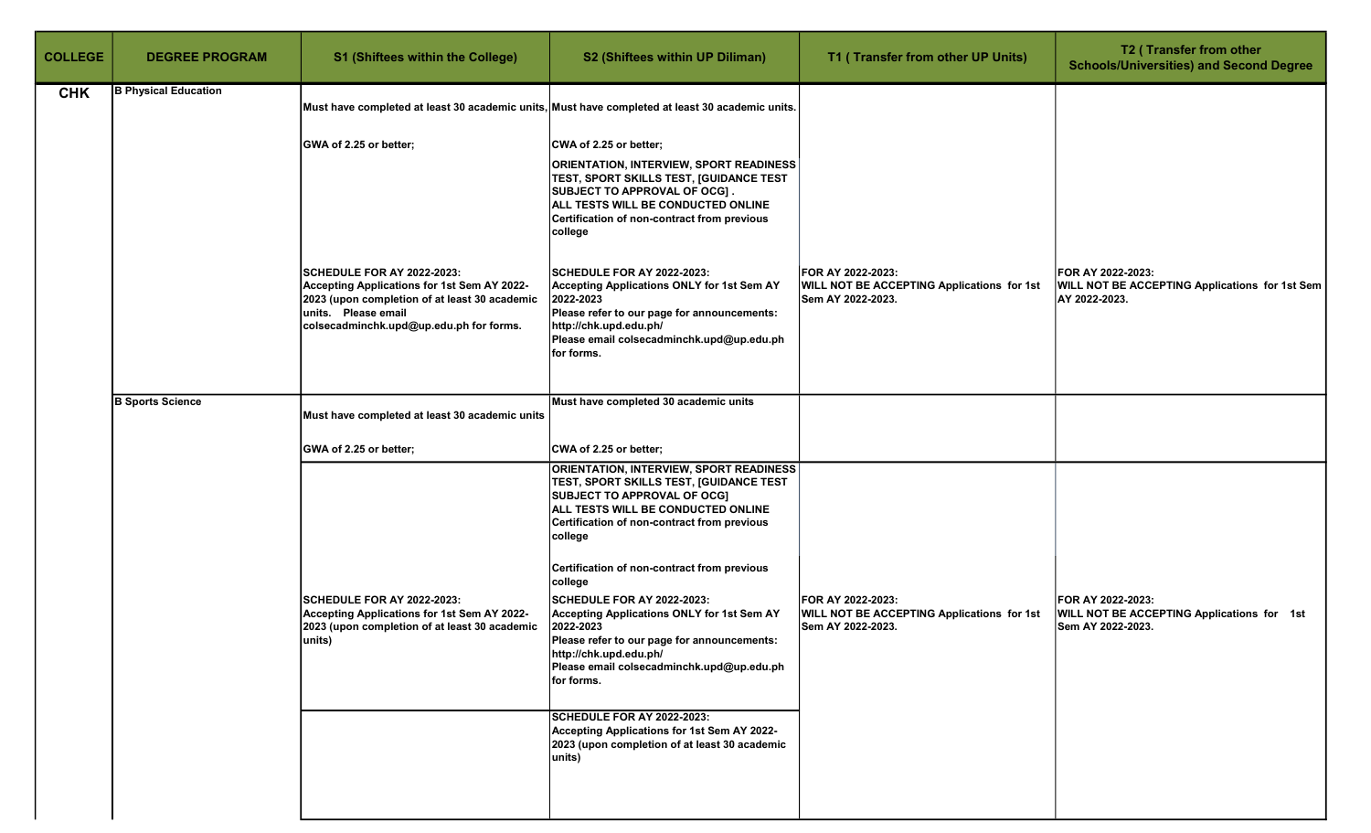| COLLEGE | DEGREE PROGRAM | S1 (Shiftees within the College) | S2 (Shiftees within UP Diliman) | T1 ( Transfer from other UP Units) | T2 ( Transfer from other Schools/Universities) and Second Degree |
|---|---|---|---|---|---|
| **CHK** | **B Physical Education** | **Must have completed at least 30 academic units,**<br><br>**GWA of 2.25 or better;**<br><br>**SCHEDULE FOR AY 2022-2023:**<br>**Accepting Applications for 1st Sem AY 2022-2023 (upon completion of at least 30 academic units. Please email colsecadminchk.upd@up.edu.ph for forms.** | **Must have completed at least 30 academic units.**<br><br>**CWA of 2.25 or better;**<br><br>**ORIENTATION, INTERVIEW, SPORT READINESS TEST, SPORT SKILLS TEST, [GUIDANCE TEST SUBJECT TO APPROVAL OF OCG] .**<br>**ALL TESTS WILL BE CONDUCTED ONLINE**<br>**Certification of non-contract from previous college**<br><br>**SCHEDULE FOR AY 2022-2023:**<br>**Accepting Applications ONLY for 1st Sem AY 2022-2023**<br>**Please refer to our page for announcements: http://chk.upd.edu.ph/**<br>**Please email colsecadminchk.upd@up.edu.ph for forms.** | **FOR AY 2022-2023:**<br>**WILL NOT BE ACCEPTING Applications for 1st Sem AY 2022-2023.** | **FOR AY 2022-2023:**<br>**WILL NOT BE ACCEPTING Applications for 1st Sem AY 2022-2023.** |
| | **B Sports Science** | **Must have completed at least 30 academic units**<br><br>**GWA of 2.25 or better;**<br><br>**SCHEDULE FOR AY 2022-2023:**<br>**Accepting Applications for 1st Sem AY 2022-2023 (upon completion of at least 30 academic units)** | **Must have completed 30 academic units**<br><br>**CWA of 2.25 or better;**<br><br>**ORIENTATION, INTERVIEW, SPORT READINESS TEST, SPORT SKILLS TEST, [GUIDANCE TEST SUBJECT TO APPROVAL OF OCG]**<br>**ALL TESTS WILL BE CONDUCTED ONLINE**<br>**Certification of non-contract from previous college**<br><br>**Certification of non-contract from previous college**<br>**SCHEDULE FOR AY 2022-2023:**<br>**Accepting Applications ONLY for 1st Sem AY 2022-2023**<br>**Please refer to our page for announcements: http://chk.upd.edu.ph/**<br>**Please email colsecadminchk.upd@up.edu.ph for forms.**<br><br>**SCHEDULE FOR AY 2022-2023:**<br>**Accepting Applications for 1st Sem AY 2022-2023 (upon completion of at least 30 academic units)** | **FOR AY 2022-2023:**<br>**WILL NOT BE ACCEPTING Applications for 1st Sem AY 2022-2023.** | **FOR AY 2022-2023:**<br>**WILL NOT BE ACCEPTING Applications for 1st Sem AY 2022-2023.** |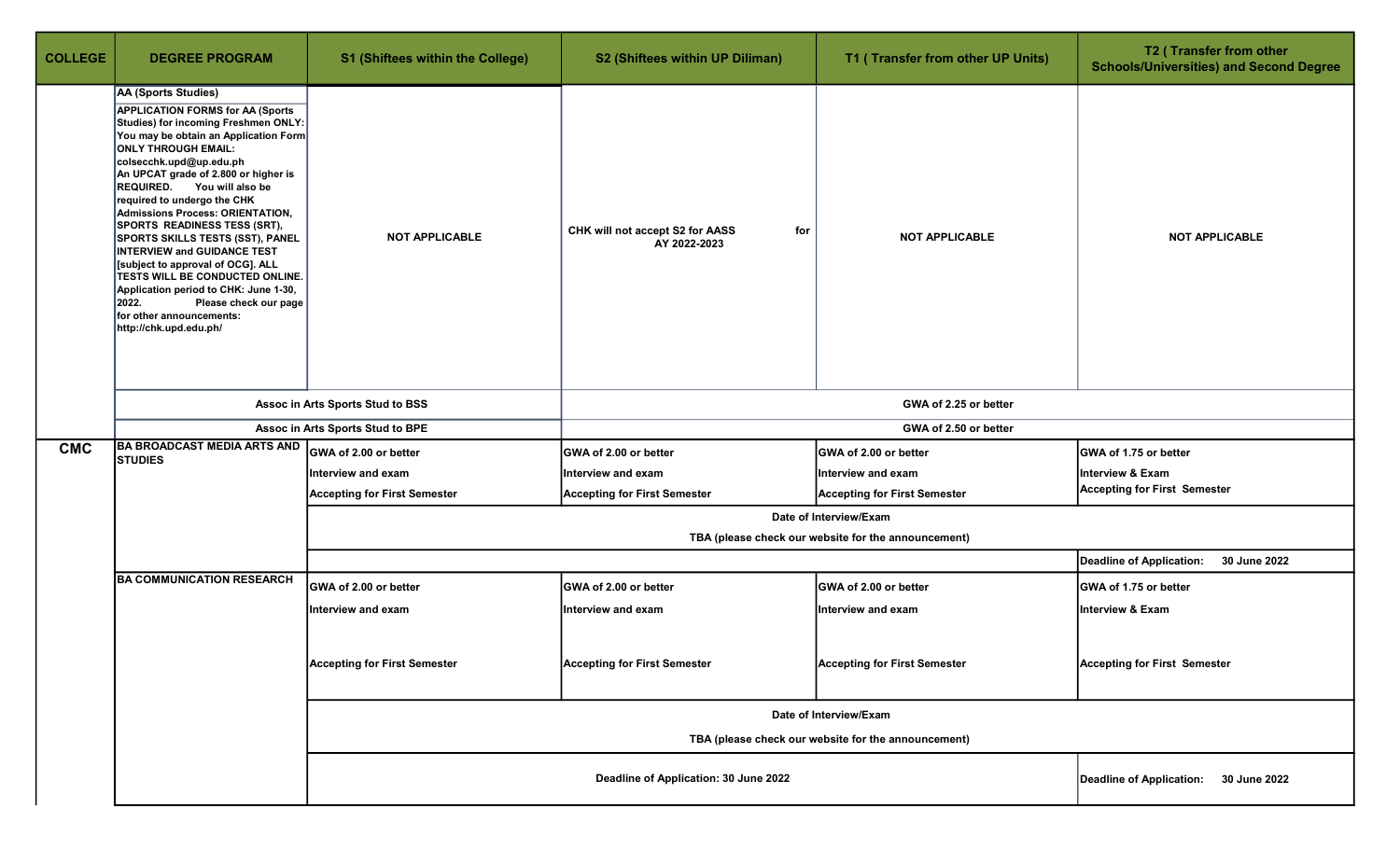| COLLEGE | DEGREE PROGRAM | S1 (Shiftees within the College) | S2 (Shiftees within UP Diliman) | T1 ( Transfer from other UP Units) | T2 ( Transfer from other Schools/Universities) and Second Degree |
|---|---|---|---|---|---|
| | **AA (Sports Studies)**<br>APPLICATION FORMS for AA (Sports Studies) for incoming Freshmen ONLY: You may be obtain an Application Form ONLY THROUGH EMAIL: colsecchk.upd@up.edu.ph<br>An UPCAT grade of 2.800 or higher is REQUIRED. You will also be required to undergo the CHK Admissions Process: ORIENTATION, SPORTS READINESS TESS (SRT), SPORTS SKILLS TESTS (SST), PANEL INTERVIEW and GUIDANCE TEST [subject to approval of OCG]. ALL TESTS WILL BE CONDUCTED ONLINE. Application period to CHK: June 1-30, 2022. Please check our page for other announcements: http://chk.upd.edu.ph/ | NOT APPLICABLE | CHK will not accept S2 for AASS for AY 2022-2023 | NOT APPLICABLE | NOT APPLICABLE |
| | Assoc in Arts Sports Stud to BSS | | GWA of 2.25 or better | | |
| | Assoc in Arts Sports Stud to BPE | | GWA of 2.50 or better | | |
| **CMC** | **BA BROADCAST MEDIA ARTS AND STUDIES** | GWA of 2.00 or better<br>Interview and exam<br>Accepting for First Semester | GWA of 2.00 or better<br>Interview and exam<br>Accepting for First Semester | GWA of 2.00 or better<br>Interview and exam<br>Accepting for First Semester | GWA of 1.75 or better<br>Interview & Exam<br>Accepting for First Semester |
| | | Date of Interview/Exam<br>TBA (please check our website for the announcement) | | | |
| | | | | | Deadline of Application: 30 June 2022 |
| | **BA COMMUNICATION RESEARCH** | GWA of 2.00 or better<br>Interview and exam<br>Accepting for First Semester | GWA of 2.00 or better<br>Interview and exam<br>Accepting for First Semester | GWA of 2.00 or better<br>Interview and exam<br>Accepting for First Semester | GWA of 1.75 or better<br>Interview & Exam<br>Accepting for First Semester |
| | | Date of Interview/Exam<br>TBA (please check our website for the announcement) | | | |
| | | Deadline of Application: 30 June 2022 | | | Deadline of Application: 30 June 2022 |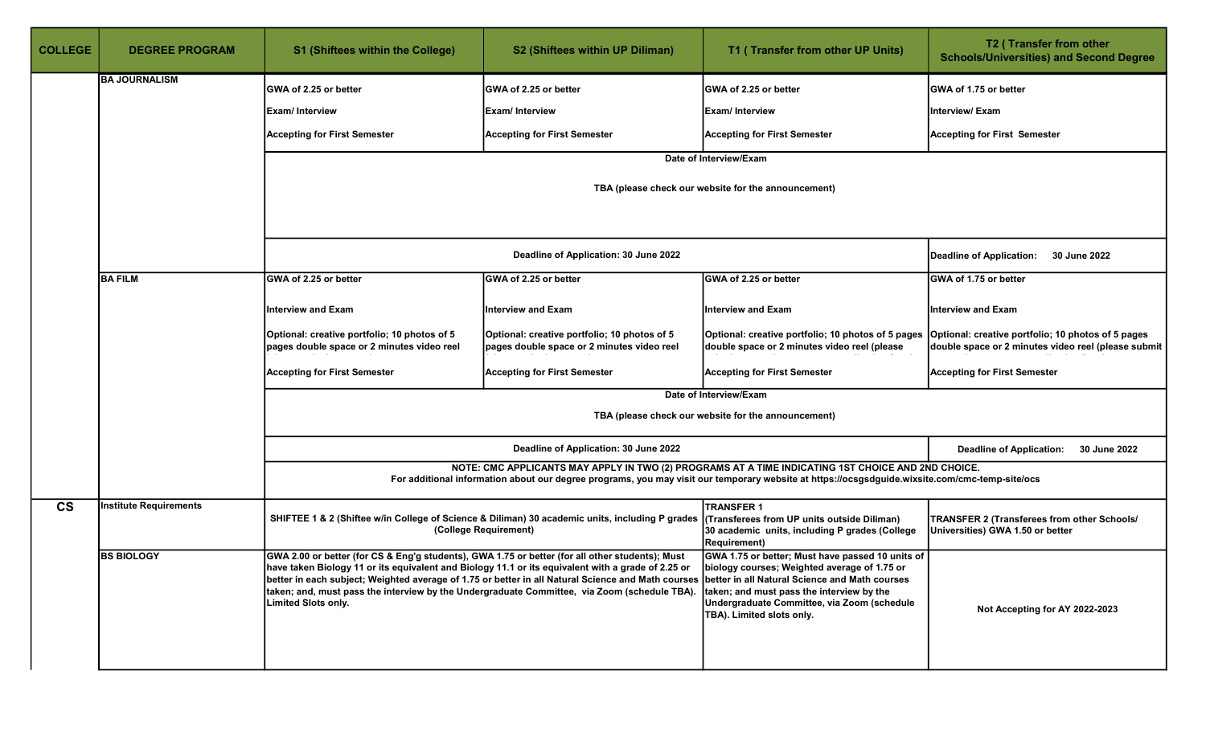| COLLEGE | DEGREE PROGRAM | S1 (Shiftees within the College) | S2 (Shiftees within UP Diliman) | T1 ( Transfer from other UP Units) | T2 ( Transfer from other Schools/Universities) and Second Degree |
|---|---|---|---|---|---|
| | BA JOURNALISM | GWA of 2.25 or better<br><br>Exam/ Interview<br><br>Accepting for First Semester | GWA of 2.25 or better<br><br>Exam/ Interview<br><br>Accepting for First Semester | GWA of 2.25 or better<br><br>Exam/ Interview<br><br>Accepting for First Semester | GWA of 1.75 or better<br><br>Interview/ Exam<br><br>Accepting for First Semester |
| | | Date of Interview/Exam<br><br>TBA (please check our website for the announcement) | | | |
| | | Deadline of Application: 30 June 2022 | | | Deadline of Application: 30 June 2022 |
| | BA FILM | GWA of 2.25 or better<br><br>Interview and Exam<br><br>Optional: creative portfolio; 10 photos of 5 pages double space or 2 minutes video reel<br><br>Accepting for First Semester | GWA of 2.25 or better<br><br>Interview and Exam<br><br>Optional: creative portfolio; 10 photos of 5 pages double space or 2 minutes video reel<br><br>Accepting for First Semester | GWA of 2.25 or better<br><br>Interview and Exam<br><br>Optional: creative portfolio; 10 photos of 5 pages double space or 2 minutes video reel (please<br><br>Accepting for First Semester | GWA of 1.75 or better<br><br>Interview and Exam<br><br>Optional: creative portfolio; 10 photos of 5 pages double space or 2 minutes video reel (please submit<br><br>Accepting for First Semester |
| | | Date of Interview/Exam<br><br>TBA (please check our website for the announcement) | | | |
| | | Deadline of Application: 30 June 2022 | | | Deadline of Application: 30 June 2022 |
| | | NOTE: CMC APPLICANTS MAY APPLY IN TWO (2) PROGRAMS AT A TIME INDICATING 1ST CHOICE AND 2ND CHOICE.<br>For additional information about our degree programs, you may visit our temporary website at https://ocsgsdguide.wixsite.com/cmc-temp-site/ocs | | | |
| CS | Institute Requirements | SHIFTEE 1 & 2 (Shiftee w/in College of Science & Diliman) 30 academic units, including P grades (College Requirement) | | TRANSFER 1<br>(Transferees from UP units outside Diliman)<br>30 academic units, including P grades (College Requirement) | TRANSFER 2 (Transferees from other Schools/ Universities) GWA 1.50 or better |
| | BS BIOLOGY | GWA 2.00 or better (for CS & Eng'g students), GWA 1.75 or better (for all other students); Must have taken Biology 11 or its equivalent and Biology 11.1 or its equivalent with a grade of 2.25 or better in each subject; Weighted average of 1.75 or better in all Natural Science and Math courses taken; and, must pass the interview by the Undergraduate Committee, via Zoom (schedule TBA). Limited Slots only. | | GWA 1.75 or better; Must have passed 10 units of biology courses; Weighted average of 1.75 or better in all Natural Science and Math courses taken; and must pass the interview by the Undergraduate Committee, via Zoom (schedule TBA). Limited slots only. | Not Accepting for AY 2022-2023 |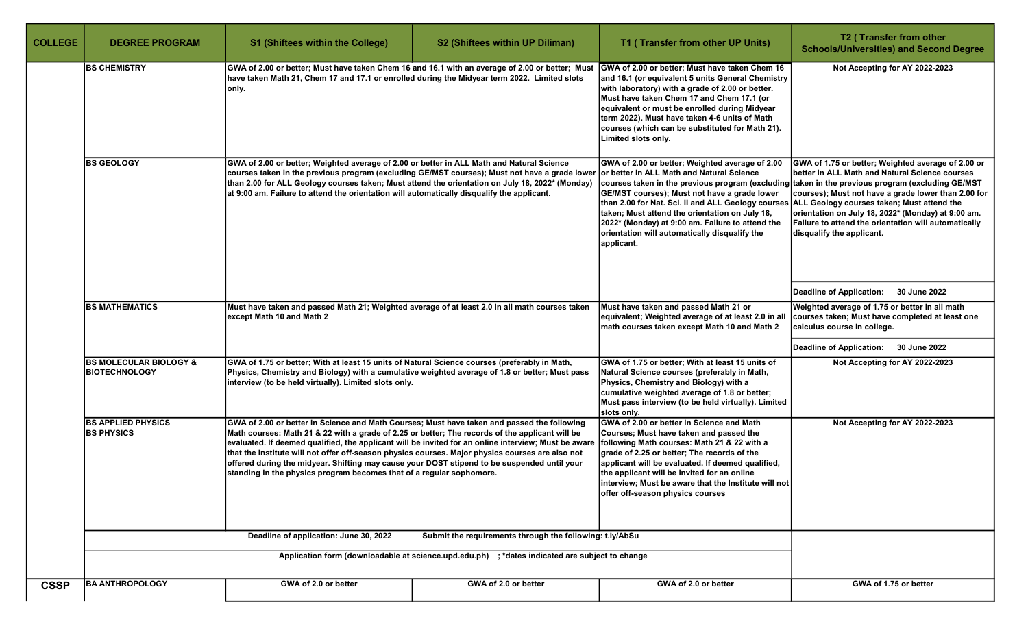| COLLEGE | DEGREE PROGRAM | S1 (Shiftees within the College) | S2 (Shiftees within UP Diliman) | T1 ( Transfer from other UP Units) | T2 ( Transfer from other Schools/Universities) and Second Degree |
|---|---|---|---|---|---|
| | BS CHEMISTRY | GWA of 2.00 or better; Must have taken Chem 16 and 16.1 with an average of 2.00 or better; Must have taken Math 21, Chem 17 and 17.1 or enrolled during the Midyear term 2022. Limited slots only. | | GWA of 2.00 or better; Must have taken Chem 16 and 16.1 (or equivalent 5 units General Chemistry with laboratory) with a grade of 2.00 or better. Must have taken Chem 17 and Chem 17.1 (or equivalent or must be enrolled during Midyear term 2022). Must have taken 4-6 units of Math courses (which can be substituted for Math 21). Limited slots only. | Not Accepting for AY 2022-2023 |
| | BS GEOLOGY | GWA of 2.00 or better; Weighted average of 2.00 or better in ALL Math and Natural Science courses taken in the previous program (excluding GE/MST courses); Must not have a grade lower than 2.00 for ALL Geology courses taken; Must attend the orientation on July 18, 2022* (Monday) at 9:00 am. Failure to attend the orientation will automatically disqualify the applicant. | | GWA of 2.00 or better; Weighted average of 2.00 or better in ALL Math and Natural Science courses taken in the previous program (excluding GE/MST courses); Must not have a grade lower than 2.00 for Nat. Sci. II and ALL Geology courses taken; Must attend the orientation on July 18, 2022* (Monday) at 9:00 am. Failure to attend the orientation will automatically disqualify the applicant. | GWA of 1.75 or better; Weighted average of 2.00 or better in ALL Math and Natural Science courses taken in the previous program (excluding GE/MST courses); Must not have a grade lower than 2.00 for ALL Geology courses taken; Must attend the orientation on July 18, 2022* (Monday) at 9:00 am. Failure to attend the orientation will automatically disqualify the applicant. Deadline of Application: 30 June 2022 |
| | BS MATHEMATICS | Must have taken and passed Math 21; Weighted average of at least 2.0 in all math courses taken except Math 10 and Math 2 | | Must have taken and passed Math 21 or equivalent; Weighted average of at least 2.0 in all math courses taken except Math 10 and Math 2 | Weighted average of 1.75 or better in all math courses taken; Must have completed at least one calculus course in college. Deadline of Application: 30 June 2022 |
| | BS MOLECULAR BIOLOGY & BIOTECHNOLOGY | GWA of 1.75 or better; With at least 15 units of Natural Science courses (preferably in Math, Physics, Chemistry and Biology) with a cumulative weighted average of 1.8 or better; Must pass interview (to be held virtually). Limited slots only. | | GWA of 1.75 or better; With at least 15 units of Natural Science courses (preferably in Math, Physics, Chemistry and Biology) with a cumulative weighted average of 1.8 or better; Must pass interview (to be held virtually). Limited slots only. | Not Accepting for AY 2022-2023 |
| | BS APPLIED PHYSICS<br>BS PHYSICS | GWA of 2.00 or better in Science and Math Courses; Must have taken and passed the following Math courses: Math 21 & 22 with a grade of 2.25 or better; The records of the applicant will be evaluated. If deemed qualified, the applicant will be invited for an online interview; Must be aware that the Institute will not offer off-season physics courses. Major physics courses are also not offered during the midyear. Shifting may cause your DOST stipend to be suspended until your standing in the physics program becomes that of a regular sophomore. | | GWA of 2.00 or better in Science and Math Courses; Must have taken and passed the following Math courses: Math 21 & 22 with a grade of 2.25 or better; The records of the applicant will be evaluated. If deemed qualified, the applicant will be invited for an online interview; Must be aware that the Institute will not offer off-season physics courses | Not Accepting for AY 2022-2023 |
| | Deadline of application: June 30, 2022 &nbsp;&nbsp; Submit the requirements through the following: t.ly/AbSu<br>Application form (downloadable at science.upd.edu.ph) ; *dates indicated are subject to change | | | | |
| CSSP | BA ANTHROPOLOGY | GWA of 2.0 or better | GWA of 2.0 or better | GWA of 2.0 or better | GWA of 1.75 or better |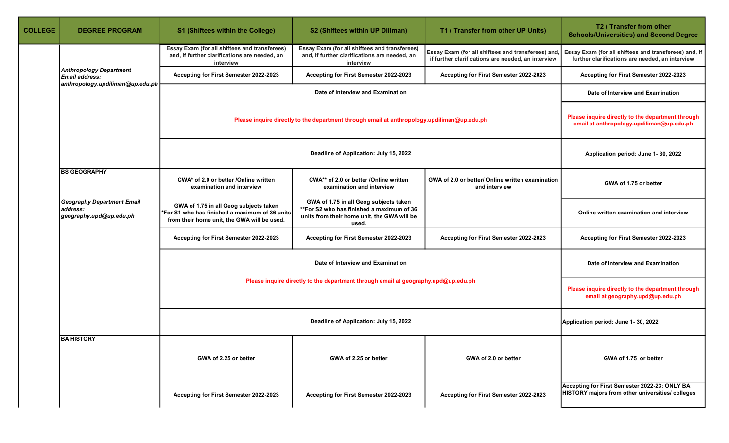| COLLEGE | DEGREE PROGRAM | S1 (Shiftees within the College) | S2 (Shiftees within UP Diliman) | T1 ( Transfer from other UP Units) | T2 ( Transfer from other Schools/Universities) and Second Degree |
|---|---|---|---|---|---|
| | *Anthropology Department Email address: anthropology.updiliman@up.edu.ph* | Essay Exam (for all shiftees and transferees) and, if further clarifications are needed, an interview | Essay Exam (for all shiftees and transferees) and, if further clarifications are needed, an interview | Essay Exam (for all shiftees and transferees) and, if further clarifications are needed, an interview | Essay Exam (for all shiftees and transferees) and, if further clarifications are needed, an interview |
| | | Accepting for First Semester 2022-2023 | Accepting for First Semester 2022-2023 | Accepting for First Semester 2022-2023 | Accepting for First Semester 2022-2023 |
| | | Date of Interview and Examination | | | Date of Interview and Examination |
| | | Please inquire directly to the department through email at anthropology.updiliman@up.edu.ph | | | Please inquire directly to the department through email at anthropology.updiliman@up.edu.ph |
| | | Deadline of Application: July 15, 2022 | | | Application period: June 1- 30, 2022 |
| | **BS GEOGRAPHY** *Geography Department Email address: geography.upd@up.edu.ph* | CWA* of 2.0 or better /Online written examination and interview | CWA** of 2.0 or better /Online written examination and interview | GWA of 2.0 or better/ Online written examination and interview | GWA of 1.75 or better |
| | | GWA of 1.75 in all Geog subjects taken *For S1 who has finished a maximum of 36 units from their home unit, the GWA will be used. | GWA of 1.75 in all Geog subjects taken **For S2 who has finished a maximum of 36 units from their home unit, the GWA will be used. | | Online written examination and interview |
| | | Accepting for First Semester 2022-2023 | Accepting for First Semester 2022-2023 | Accepting for First Semester 2022-2023 | Accepting for First Semester 2022-2023 |
| | | Date of Interview and Examination | | | Date of Interview and Examination |
| | | Please inquire directly to the department through email at geography.upd@up.edu.ph | | | Please inquire directly to the department through email at geography.upd@up.edu.ph |
| | | Deadline of Application: July 15, 2022 | | | Application period: June 1- 30, 2022 |
| | **BA HISTORY** | GWA of 2.25 or better | GWA of 2.25 or better | GWA of 2.0 or better | GWA of 1.75 or better |
| | | Accepting for First Semester 2022-2023 | Accepting for First Semester 2022-2023 | Accepting for First Semester 2022-2023 | Accepting for First Semester 2022-23: ONLY BA HISTORY majors from other universities/ colleges |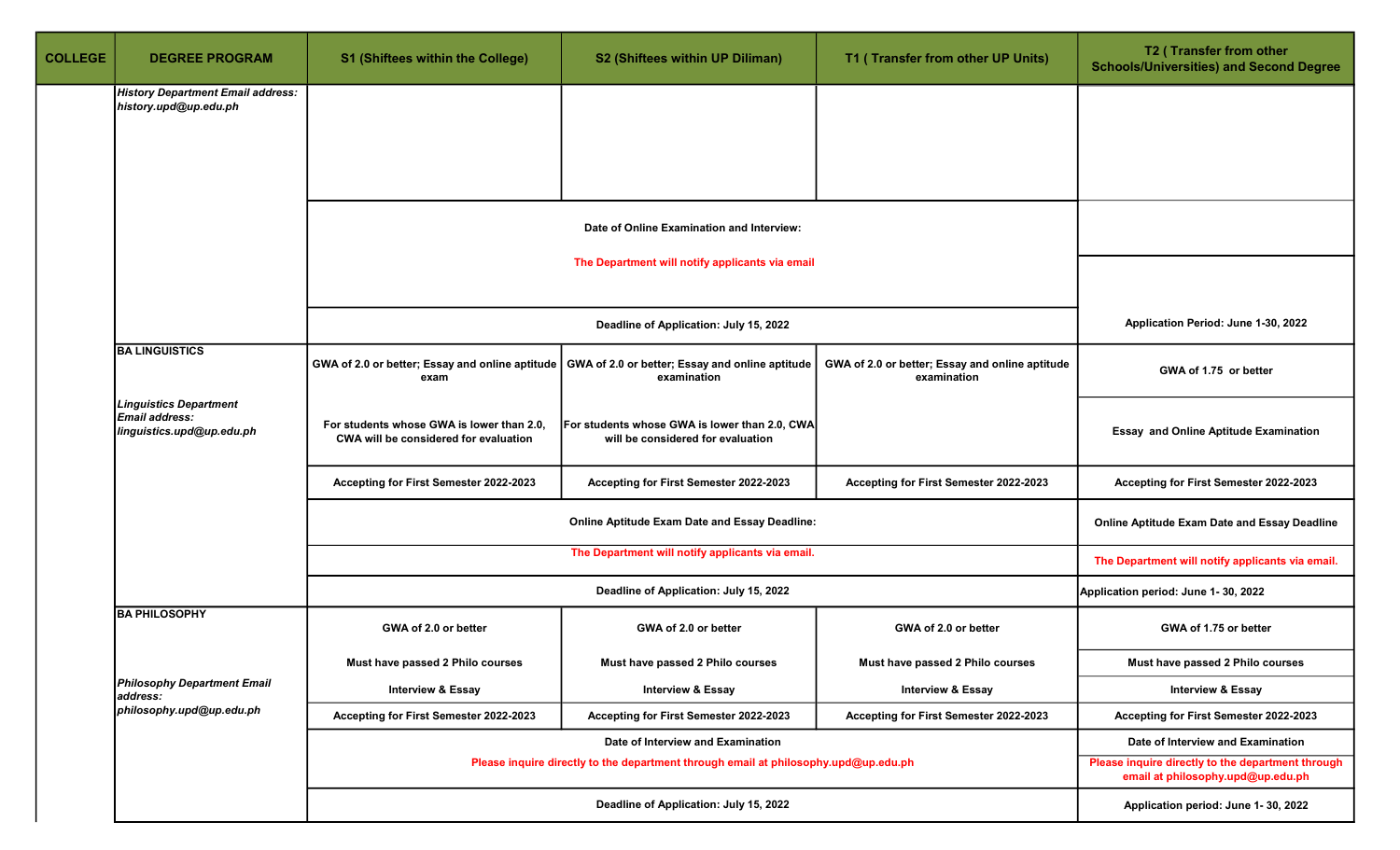| COLLEGE | DEGREE PROGRAM | S1 (Shiftees within the College) | S2 (Shiftees within UP Diliman) | T1 ( Transfer from other UP Units) | T2 ( Transfer from other Schools/Universities) and Second Degree |
|---|---|---|---|---|---|
| | *History Department Email address: history.upd@up.edu.ph* | | | | |
| | | Date of Online Examination and Interview: The Department will notify applicants via email | | | |
| | | Deadline of Application: July 15, 2022 | | | Application Period: June 1-30, 2022 |
| | **BA LINGUISTICS** *Linguistics Department Email address: linguistics.upd@up.edu.ph* | GWA of 2.0 or better; Essay and online aptitude exam | GWA of 2.0 or better; Essay and online aptitude examination | GWA of 2.0 or better; Essay and online aptitude examination | GWA of 1.75 or better |
| | | For students whose GWA is lower than 2.0, CWA will be considered for evaluation | For students whose GWA is lower than 2.0, CWA will be considered for evaluation | | Essay and Online Aptitude Examination |
| | | Accepting for First Semester 2022-2023 | Accepting for First Semester 2022-2023 | Accepting for First Semester 2022-2023 | Accepting for First Semester 2022-2023 |
| | | Online Aptitude Exam Date and Essay Deadline: | | | Online Aptitude Exam Date and Essay Deadline |
| | | The Department will notify applicants via email. | | | The Department will notify applicants via email. |
| | | Deadline of Application: July 15, 2022 | | | Application period: June 1- 30, 2022 |
| | **BA PHILOSOPHY** *Philosophy Department Email address: philosophy.upd@up.edu.ph* | GWA of 2.0 or better | GWA of 2.0 or better | GWA of 2.0 or better | GWA of 1.75 or better |
| | | Must have passed 2 Philo courses | Must have passed 2 Philo courses | Must have passed 2 Philo courses | Must have passed 2 Philo courses |
| | | Interview & Essay | Interview & Essay | Interview & Essay | Interview & Essay |
| | | Accepting for First Semester 2022-2023 | Accepting for First Semester 2022-2023 | Accepting for First Semester 2022-2023 | Accepting for First Semester 2022-2023 |
| | | Date of Interview and Examination Please inquire directly to the department through email at philosophy.upd@up.edu.ph | | | Date of Interview and Examination Please inquire directly to the department through email at philosophy.upd@up.edu.ph |
| | | Deadline of Application: July 15, 2022 | | | Application period: June 1- 30, 2022 |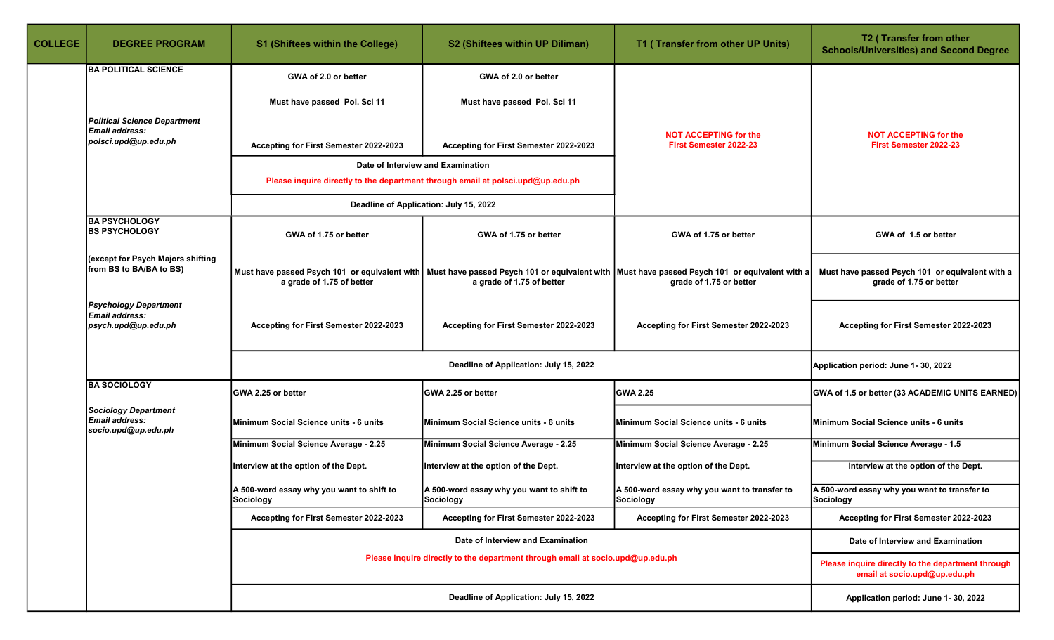| COLLEGE | DEGREE PROGRAM | S1 (Shiftees within the College) | S2 (Shiftees within UP Diliman) | T1 ( Transfer from other UP Units) | T2 ( Transfer from other Schools/Universities) and Second Degree |
|---|---|---|---|---|---|
| | **BA POLITICAL SCIENCE**<br><br>*Political Science Department*<br>*Email address:*<br>*polsci.upd@up.edu.ph* | GWA of 2.0 or better<br><br>Must have passed Pol. Sci 11<br><br>Accepting for First Semester 2022-2023 | GWA of 2.0 or better<br><br>Must have passed Pol. Sci 11<br><br>Accepting for First Semester 2022-2023 | NOT ACCEPTING for the First Semester 2022-23 | NOT ACCEPTING for the First Semester 2022-23 |
| | | Date of Interview and Examination<br>Please inquire directly to the department through email at polsci.upd@up.edu.ph | | | |
| | | Deadline of Application: July 15, 2022 | | | |
| | **BA PSYCHOLOGY**<br>**BS PSYCHOLOGY**<br><br>(except for Psych Majors shifting from BS to BA/BA to BS)<br><br>*Psychology Department*<br>*Email address:*<br>*psych.upd@up.edu.ph* | GWA of 1.75 or better<br><br>Must have passed Psych 101 or equivalent with a grade of 1.75 of better<br><br>Accepting for First Semester 2022-2023 | GWA of 1.75 or better<br><br>Must have passed Psych 101 or equivalent with a grade of 1.75 of better<br><br>Accepting for First Semester 2022-2023 | GWA of 1.75 or better<br><br>Must have passed Psych 101 or equivalent with a grade of 1.75 or better<br><br>Accepting for First Semester 2022-2023 | GWA of 1.5 or better<br><br>Must have passed Psych 101 or equivalent with a grade of 1.75 or better<br><br>Accepting for First Semester 2022-2023 |
| | | Deadline of Application: July 15, 2022 | | | Application period: June 1- 30, 2022 |
| | **BA SOCIOLOGY**<br><br>*Sociology Department*<br>*Email address:*<br>*socio.upd@up.edu.ph* | GWA 2.25 or better<br><br>Minimum Social Science units - 6 units<br><br>Minimum Social Science Average - 2.25<br><br>Interview at the option of the Dept.<br><br>A 500-word essay why you want to shift to Sociology<br><br>Accepting for First Semester 2022-2023 | GWA 2.25 or better<br><br>Minimum Social Science units - 6 units<br><br>Minimum Social Science Average - 2.25<br><br>Interview at the option of the Dept.<br><br>A 500-word essay why you want to shift to Sociology<br><br>Accepting for First Semester 2022-2023 | GWA 2.25<br><br>Minimum Social Science units - 6 units<br><br>Minimum Social Science Average - 2.25<br><br>Interview at the option of the Dept.<br><br>A 500-word essay why you want to transfer to Sociology<br><br>Accepting for First Semester 2022-2023 | GWA of 1.5 or better (33 ACADEMIC UNITS EARNED)<br><br>Minimum Social Science units - 6 units<br><br>Minimum Social Science Average - 1.5<br><br>Interview at the option of the Dept.<br><br>A 500-word essay why you want to transfer to Sociology<br><br>Accepting for First Semester 2022-2023 |
| | | Date of Interview and Examination<br>Please inquire directly to the department through email at socio.upd@up.edu.ph | | | Date of Interview and Examination<br>Please inquire directly to the department through email at socio.upd@up.edu.ph |
| | | Deadline of Application: July 15, 2022 | | | Application period: June 1- 30, 2022 |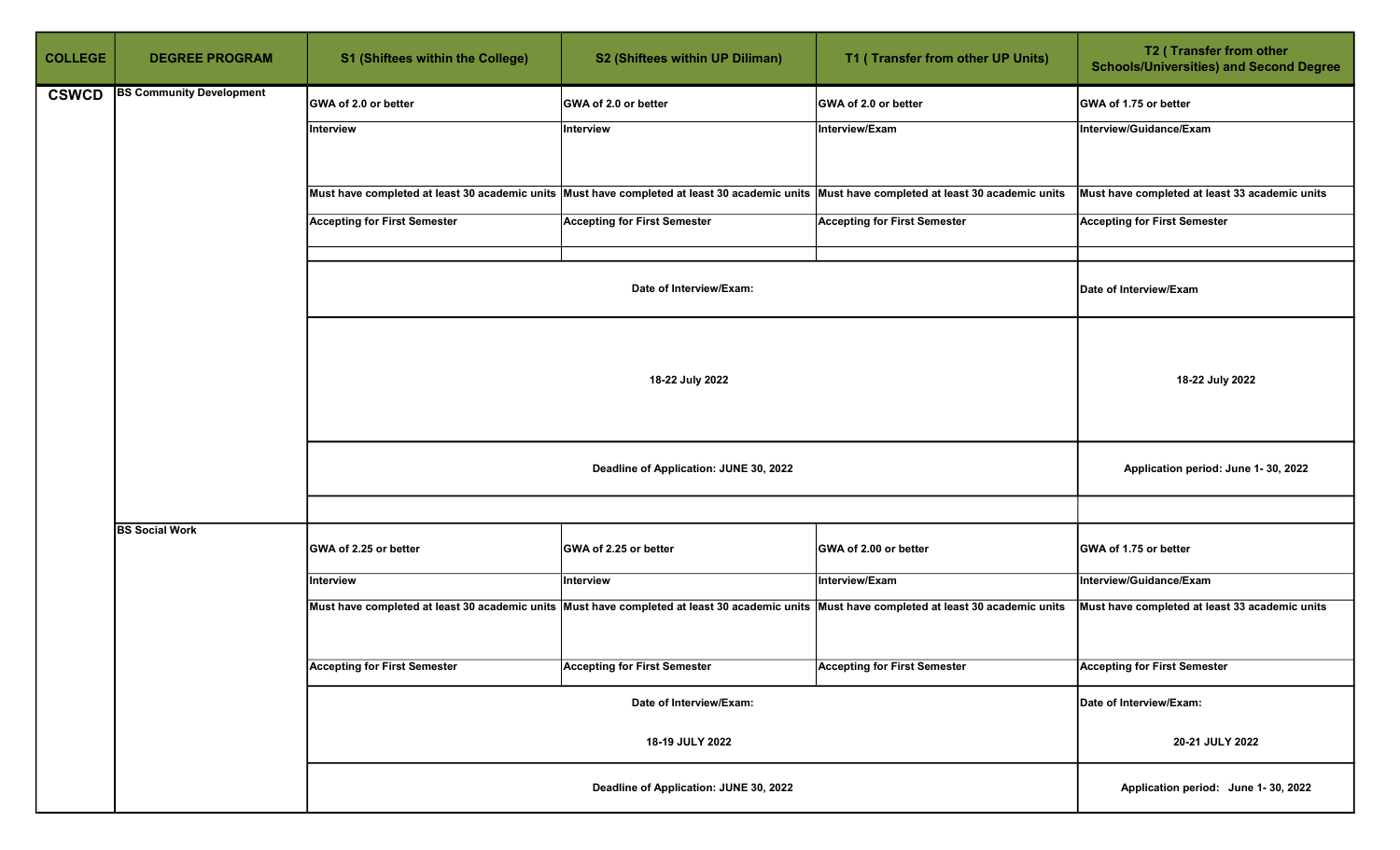| COLLEGE | DEGREE PROGRAM | S1 (Shiftees within the College) | S2 (Shiftees within UP Diliman) | T1 ( Transfer from other UP Units) | T2 ( Transfer from other Schools/Universities) and Second Degree |
|---|---|---|---|---|---|
| CSWCD | BS Community Development | GWA of 2.0 or better | GWA of 2.0 or better | GWA of 2.0 or better | GWA of 1.75 or better |
| | | Interview | Interview | Interview/Exam | Interview/Guidance/Exam |
| | | Must have completed at least 30 academic units | Must have completed at least 30 academic units | Must have completed at least 30 academic units | Must have completed at least 33 academic units |
| | | Accepting for First Semester | Accepting for First Semester | Accepting for First Semester | Accepting for First Semester |
| | | Date of Interview/Exam: | | | Date of Interview/Exam |
| | | 18-22 July 2022 | | | 18-22 July 2022 |
| | | Deadline of Application: JUNE 30, 2022 | | | Application period: June 1- 30, 2022 |
| | BS Social Work | GWA of 2.25 or better | GWA of 2.25 or better | GWA of 2.00 or better | GWA of 1.75 or better |
| | | Interview | Interview | Interview/Exam | Interview/Guidance/Exam |
| | | Must have completed at least 30 academic units | Must have completed at least 30 academic units | Must have completed at least 30 academic units | Must have completed at least 33 academic units |
| | | Accepting for First Semester | Accepting for First Semester | Accepting for First Semester | Accepting for First Semester |
| | | Date of Interview/Exam: | | | Date of Interview/Exam: |
| | | 18-19 JULY 2022 | | | 20-21 JULY 2022 |
| | | Deadline of Application: JUNE 30, 2022 | | | Application period: June 1- 30, 2022 |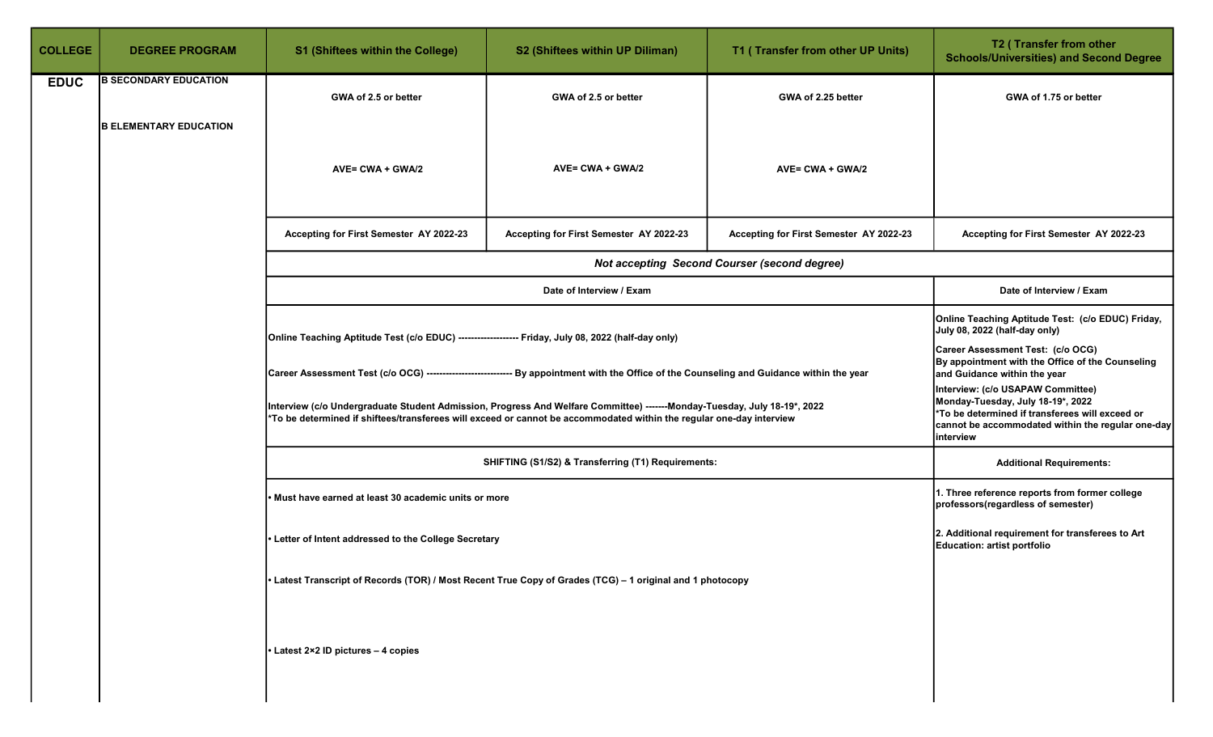| COLLEGE | DEGREE PROGRAM | S1 (Shiftees within the College) | S2 (Shiftees within UP Diliman) | T1 ( Transfer from other UP Units) | T2 ( Transfer from other Schools/Universities) and Second Degree |
|---|---|---|---|---|---|
| EDUC | B SECONDARY EDUCATION<br><br>B ELEMENTARY EDUCATION | GWA of 2.5 or better<br><br>AVE= CWA + GWA/2 | GWA of 2.5 or better<br><br>AVE= CWA + GWA/2 | GWA of 2.25 better<br><br>AVE= CWA + GWA/2 | GWA of 1.75 or better |
| | | Accepting for First Semester AY 2022-23 | Accepting for First Semester AY 2022-23 | Accepting for First Semester AY 2022-23 | Accepting for First Semester AY 2022-23 |
| | | *Not accepting Second Courser (second degree)* | | | |
| | | Date of Interview / Exam | | | Date of Interview / Exam |
| | | Online Teaching Aptitude Test (c/o EDUC) ------------------- Friday, July 08, 2022 (half-day only)<br><br>Career Assessment Test (c/o OCG) --------------------------- By appointment with the Office of the Counseling and Guidance within the year<br><br>Interview (c/o Undergraduate Student Admission, Progress And Welfare Committee) -------Monday-Tuesday, July 18-19*, 2022<br>*To be determined if shiftees/transferees will exceed or cannot be accommodated within the regular one-day interview | | | Online Teaching Aptitude Test: (c/o EDUC) Friday, July 08, 2022 (half-day only)<br><br>Career Assessment Test: (c/o OCG)<br>By appointment with the Office of the Counseling and Guidance within the year<br><br>Interview: (c/o USAPAW Committee)<br>Monday-Tuesday, July 18-19*, 2022<br>*To be determined if transferees will exceed or cannot be accommodated within the regular one-day interview |
| | | SHIFTING (S1/S2) & Transferring (T1) Requirements: | | | Additional Requirements: |
| | | • Must have earned at least 30 academic units or more<br><br>• Letter of Intent addressed to the College Secretary<br><br>• Latest Transcript of Records (TOR) / Most Recent True Copy of Grades (TCG) – 1 original and 1 photocopy<br><br>• Latest 2×2 ID pictures – 4 copies | | | 1. Three reference reports from former college professors(regardless of semester)<br><br>2. Additional requirement for transferees to Art Education: artist portfolio |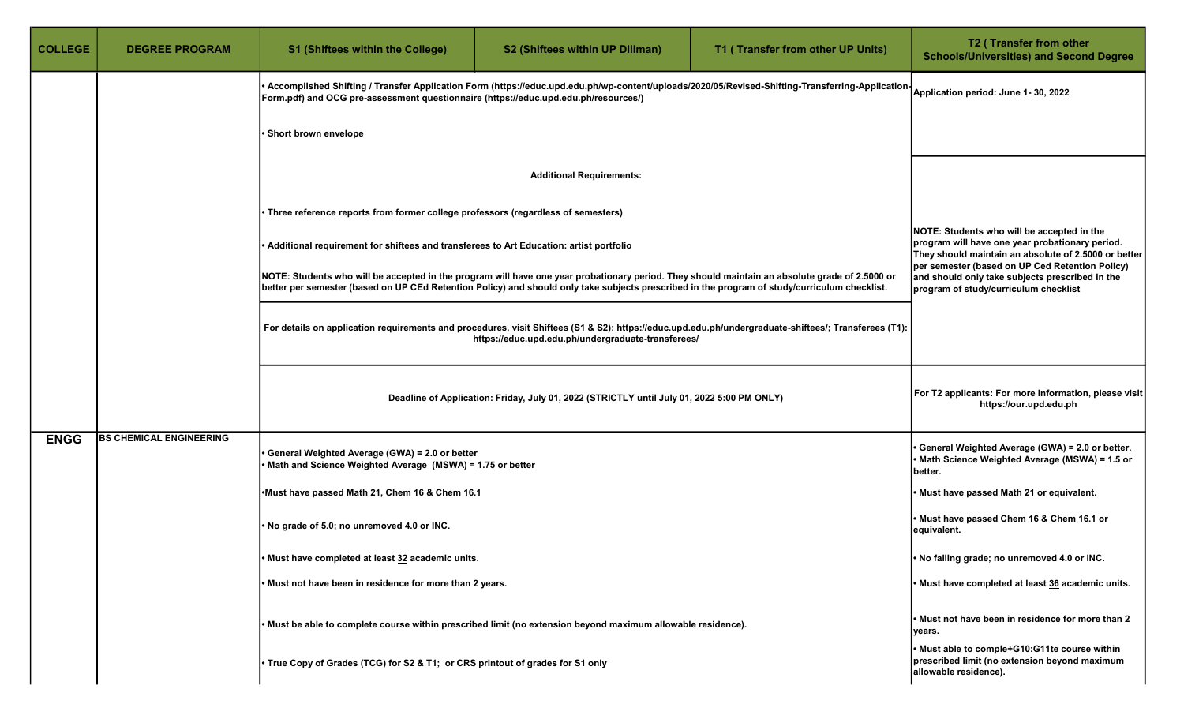| COLLEGE | DEGREE PROGRAM | S1 (Shiftees within the College) | S2 (Shiftees within UP Diliman) | T1 ( Transfer from other UP Units) | T2 ( Transfer from other Schools/Universities) and Second Degree |
|---|---|---|---|---|---|
| | | • Accomplished Shifting / Transfer Application Form (https://educ.upd.edu.ph/wp-content/uploads/2020/05/Revised-Shifting-Transferring-Application-Form.pdf) and OCG pre-assessment questionnaire (https://educ.upd.edu.ph/resources/)<br><br>• Short brown envelope | | | Application period: June 1- 30, 2022 |
| | | **Additional Requirements:**<br><br>• Three reference reports from former college professors (regardless of semesters)<br><br>• Additional requirement for shiftees and transferees to Art Education: artist portfolio<br><br>NOTE: Students who will be accepted in the program will have one year probationary period. They should maintain an absolute grade of 2.5000 or better per semester (based on UP CEd Retention Policy) and should only take subjects prescribed in the program of study/curriculum checklist.<br><br>For details on application requirements and procedures, visit Shiftees (S1 & S2): https://educ.upd.edu.ph/undergraduate-shiftees/; Transferees (T1): https://educ.upd.edu.ph/undergraduate-transferees/ | | | NOTE: Students who will be accepted in the program will have one year probationary period. They should maintain an absolute of 2.5000 or better per semester (based on UP Ced Retention Policy) and should only take subjects prescribed in the program of study/curriculum checklist |
| | | Deadline of Application: Friday, July 01, 2022 (STRICTLY until July 01, 2022 5:00 PM ONLY) | | | For T2 applicants: For more information, please visit https://our.upd.edu.ph |
| ENGG | BS CHEMICAL ENGINEERING | • General Weighted Average (GWA) = 2.0 or better<br>• Math and Science Weighted Average (MSWA) = 1.75 or better<br><br>•Must have passed Math 21, Chem 16 & Chem 16.1<br><br>• No grade of 5.0; no unremoved 4.0 or INC.<br><br>• Must have completed at least 32 academic units.<br><br>• Must not have been in residence for more than 2 years.<br><br>• Must be able to complete course within prescribed limit (no extension beyond maximum allowable residence).<br><br>• True Copy of Grades (TCG) for S2 & T1; or CRS printout of grades for S1 only | | | • General Weighted Average (GWA) = 2.0 or better.<br>• Math Science Weighted Average (MSWA) = 1.5 or better.<br><br>• Must have passed Math 21 or equivalent.<br><br>• Must have passed Chem 16 & Chem 16.1 or equivalent.<br><br>• No failing grade; no unremoved 4.0 or INC.<br><br>• Must have completed at least 36 academic units.<br><br>• Must not have been in residence for more than 2 years.<br><br>• Must able to comple+G10:G11te course within prescribed limit (no extension beyond maximum allowable residence). |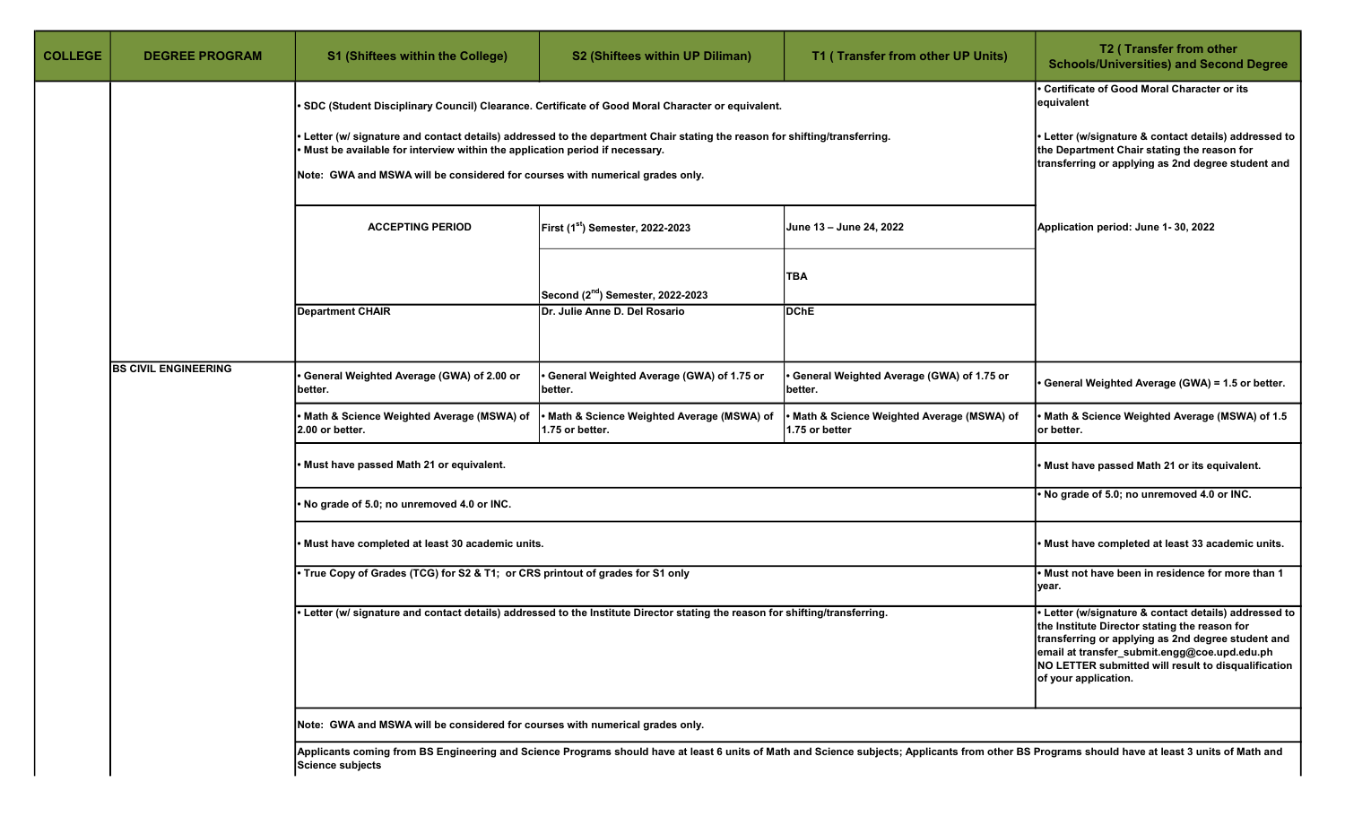| COLLEGE | DEGREE PROGRAM | S1 (Shiftees within the College) | S2 (Shiftees within UP Diliman) | T1 ( Transfer from other UP Units) | T2 ( Transfer from other Schools/Universities) and Second Degree |
|---|---|---|---|---|---|
| | | • SDC (Student Disciplinary Council) Clearance. Certificate of Good Moral Character or equivalent.<br>• Letter (w/ signature and contact details) addressed to the department Chair stating the reason for shifting/transferring.<br>• Must be available for interview within the application period if necessary.<br>Note: GWA and MSWA will be considered for courses with numerical grades only. | | | • Certificate of Good Moral Character or its equivalent<br>• Letter (w/signature & contact details) addressed to the Department Chair stating the reason for transferring or applying as 2nd degree student and |
| | | ACCEPTING PERIOD | First (1st) Semester, 2022-2023 | June 13 – June 24, 2022 | Application period: June 1- 30, 2022 |
| | | | Second (2nd) Semester, 2022-2023 | TBA | |
| | | Department CHAIR | Dr. Julie Anne D. Del Rosario | DChE | |
| | BS CIVIL ENGINEERING | • General Weighted Average (GWA) of 2.00 or better. | • General Weighted Average (GWA) of 1.75 or better. | • General Weighted Average (GWA) of 1.75 or better. | • General Weighted Average (GWA) = 1.5 or better. |
| | | • Math & Science Weighted Average (MSWA) of 2.00 or better. | • Math & Science Weighted Average (MSWA) of 1.75 or better. | • Math & Science Weighted Average (MSWA) of 1.75 or better | • Math & Science Weighted Average (MSWA) of 1.5 or better. |
| | | • Must have passed Math 21 or equivalent. | | | • Must have passed Math 21 or its equivalent. |
| | | • No grade of 5.0; no unremoved 4.0 or INC. | | | • No grade of 5.0; no unremoved 4.0 or INC. |
| | | • Must have completed at least 30 academic units. | | | • Must have completed at least 33 academic units. |
| | | • True Copy of Grades (TCG) for S2 & T1; or CRS printout of grades for S1 only | | | • Must not have been in residence for more than 1 year. |
| | | • Letter (w/ signature and contact details) addressed to the Institute Director stating the reason for shifting/transferring. | | | • Letter (w/signature & contact details) addressed to the Institute Director stating the reason for transferring or applying as 2nd degree student and email at transfer_submit.engg@coe.upd.edu.ph NO LETTER submitted will result to disqualification of your application. |
| | | Note: GWA and MSWA will be considered for courses with numerical grades only. | | | |
| | | Applicants coming from BS Engineering and Science Programs should have at least 6 units of Math and Science subjects; Applicants from other BS Programs should have at least 3 units of Math and Science subjects | | | |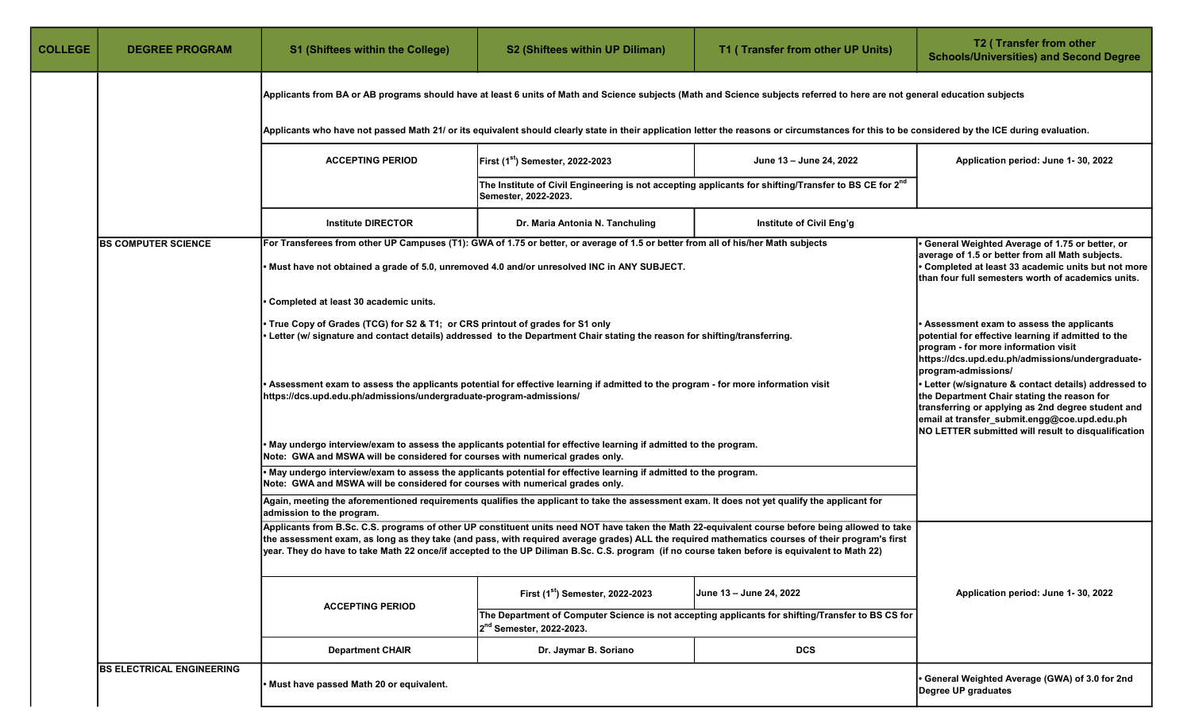| COLLEGE | DEGREE PROGRAM | S1 (Shiftees within the College) | S2 (Shiftees within UP Diliman) | T1 ( Transfer from other UP Units) | T2 ( Transfer from other Schools/Universities) and Second Degree |
|---|---|---|---|---|---|
| | | Applicants from BA or AB programs should have at least 6 units of Math and Science subjects (Math and Science subjects referred to here are not general education subjects<br><br>Applicants who have not passed Math 21/ or its equivalent should clearly state in their application letter the reasons or circumstances for this to be considered by the ICE during evaluation. | | | |
| | | ACCEPTING PERIOD | First (1st) Semester, 2022-2023 | June 13 – June 24, 2022 | Application period: June 1- 30, 2022 |
| | | | The Institute of Civil Engineering is not accepting applicants for shifting/Transfer to BS CE for 2nd Semester, 2022-2023. | | |
| | | Institute DIRECTOR | Dr. Maria Antonia N. Tanchuling | Institute of Civil Eng'g | |
| | BS COMPUTER SCIENCE | For Transferees from other UP Campuses (T1): GWA of 1.75 or better, or average of 1.5 or better from all of his/her Math subjects<br><br>• Must have not obtained a grade of 5.0, unremoved 4.0 and/or unresolved INC in ANY SUBJECT.<br><br>• Completed at least 30 academic units.<br><br>• True Copy of Grades (TCG) for S2 & T1; or CRS printout of grades for S1 only<br>• Letter (w/ signature and contact details) addressed to the Department Chair stating the reason for shifting/transferring.<br><br>• Assessment exam to assess the applicants potential for effective learning if admitted to the program - for more information visit https://dcs.upd.edu.ph/admissions/undergraduate-program-admissions/<br><br>• May undergo interview/exam to assess the applicants potential for effective learning if admitted to the program.<br>Note: GWA and MSWA will be considered for courses with numerical grades only. | | | • General Weighted Average of 1.75 or better, or average of 1.5 or better from all Math subjects.<br>• Completed at least 33 academic units but not more than four full semesters worth of academics units.<br><br>• Assessment exam to assess the applicants potential for effective learning if admitted to the program - for more information visit https://dcs.upd.edu.ph/admissions/undergraduate-program-admissions/<br>• Letter (w/signature & contact details) addressed to the Department Chair stating the reason for transferring or applying as 2nd degree student and email at transfer_submit.engg@coe.upd.edu.ph<br>NO LETTER submitted will result to disqualification |
| | | • May undergo interview/exam to assess the applicants potential for effective learning if admitted to the program.<br>Note: GWA and MSWA will be considered for courses with numerical grades only. | | | |
| | | Again, meeting the aforementioned requirements qualifies the applicant to take the assessment exam. It does not yet qualify the applicant for admission to the program. | | | |
| | | Applicants from B.Sc. C.S. programs of other UP constituent units need NOT have taken the Math 22-equivalent course before being allowed to take the assessment exam, as long as they take (and pass, with required average grades) ALL the required mathematics courses of their program's first year. They do have to take Math 22 once/if accepted to the UP Diliman B.Sc. C.S. program (if no course taken before is equivalent to Math 22) | | | |
| | | ACCEPTING PERIOD | First (1st) Semester, 2022-2023 | June 13 – June 24, 2022 | Application period: June 1- 30, 2022 |
| | | | The Department of Computer Science is not accepting applicants for shifting/Transfer to BS CS for 2nd Semester, 2022-2023. | | |
| | | Department CHAIR | Dr. Jaymar B. Soriano | DCS | |
| | BS ELECTRICAL ENGINEERING | • Must have passed Math 20 or equivalent. | | | • General Weighted Average (GWA) of 3.0 for 2nd Degree UP graduates |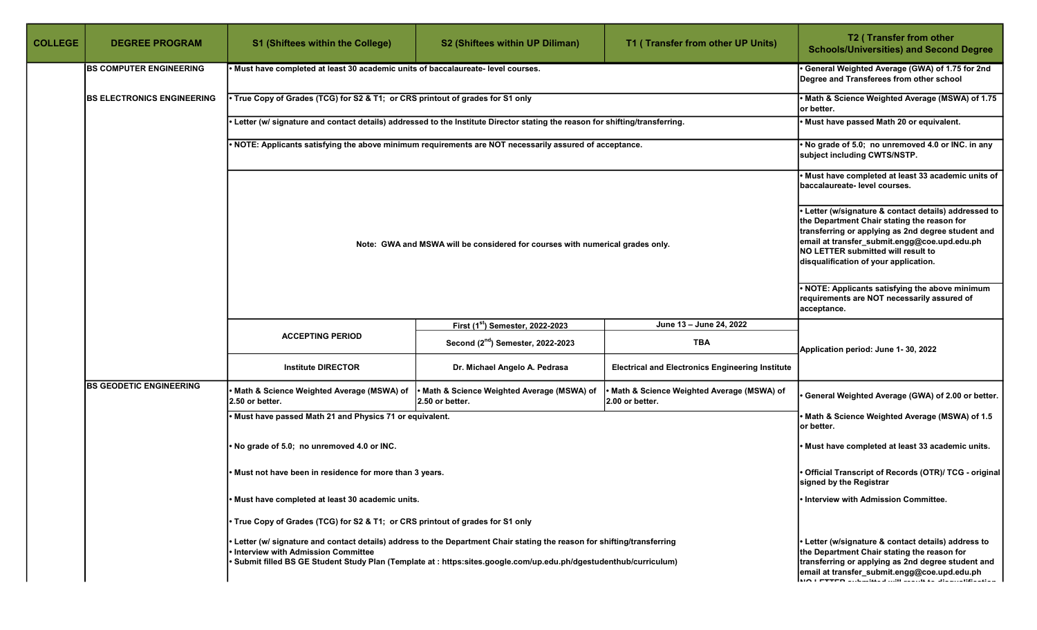| COLLEGE | DEGREE PROGRAM | S1 (Shiftees within the College) | S2 (Shiftees within UP Diliman) | T1 ( Transfer from other UP Units) | T2 ( Transfer from other Schools/Universities) and Second Degree |
|---|---|---|---|---|---|
| | BS COMPUTER ENGINEERING | • Must have completed at least 30 academic units of baccalaureate- level courses. | | | • General Weighted Average (GWA) of 1.75 for 2nd Degree and Transferees from other school |
| | BS ELECTRONICS ENGINEERING | • True Copy of Grades (TCG) for S2 & T1; or CRS printout of grades for S1 only | | | • Math & Science Weighted Average (MSWA) of 1.75 or better. |
| | | • Letter (w/ signature and contact details) addressed to the Institute Director stating the reason for shifting/transferring. | | | • Must have passed Math 20 or equivalent. |
| | | • NOTE: Applicants satisfying the above minimum requirements are NOT necessarily assured of acceptance. | | | • No grade of 5.0; no unremoved 4.0 or INC. in any subject including CWTS/NSTP. |
| | | Note: GWA and MSWA will be considered for courses with numerical grades only. | | | • Must have completed at least 33 academic units of baccalaureate- level courses.<br>• Letter (w/signature & contact details) addressed to the Department Chair stating the reason for transferring or applying as 2nd degree student and email at transfer_submit.engg@coe.upd.edu.ph NO LETTER submitted will result to disqualification of your application.<br>• NOTE: Applicants satisfying the above minimum requirements are NOT necessarily assured of acceptance. |
| | | ACCEPTING PERIOD | First (1st) Semester, 2022-2023 | June 13 – June 24, 2022 | Application period: June 1- 30, 2022 |
| | | | Second (2nd) Semester, 2022-2023 | TBA | |
| | | Institute DIRECTOR | Dr. Michael Angelo A. Pedrasa | Electrical and Electronics Engineering Institute | |
| | BS GEODETIC ENGINEERING | • Math & Science Weighted Average (MSWA) of 2.50 or better. | • Math & Science Weighted Average (MSWA) of 2.50 or better. | • Math & Science Weighted Average (MSWA) of 2.00 or better. | • General Weighted Average (GWA) of 2.00 or better. |
| | | • Must have passed Math 21 and Physics 71 or equivalent. | | | • Math & Science Weighted Average (MSWA) of 1.5 or better. |
| | | • No grade of 5.0; no unremoved 4.0 or INC. | | | • Must have completed at least 33 academic units. |
| | | • Must not have been in residence for more than 3 years. | | | • Official Transcript of Records (OTR)/ TCG - original signed by the Registrar |
| | | • Must have completed at least 30 academic units. | | | • Interview with Admission Committee. |
| | | • True Copy of Grades (TCG) for S2 & T1; or CRS printout of grades for S1 only | | | |
| | | • Letter (w/ signature and contact details) address to the Department Chair stating the reason for shifting/transferring<br>• Interview with Admission Committee<br>• Submit filled BS GE Student Study Plan (Template at : https:sites.google.com/up.edu.ph/dgestudenthub/curriculum) | | | • Letter (w/signature & contact details) address to the Department Chair stating the reason for transferring or applying as 2nd degree student and email at transfer_submit.engg@coe.upd.edu.ph NO LETTER submitted will result to disqualification |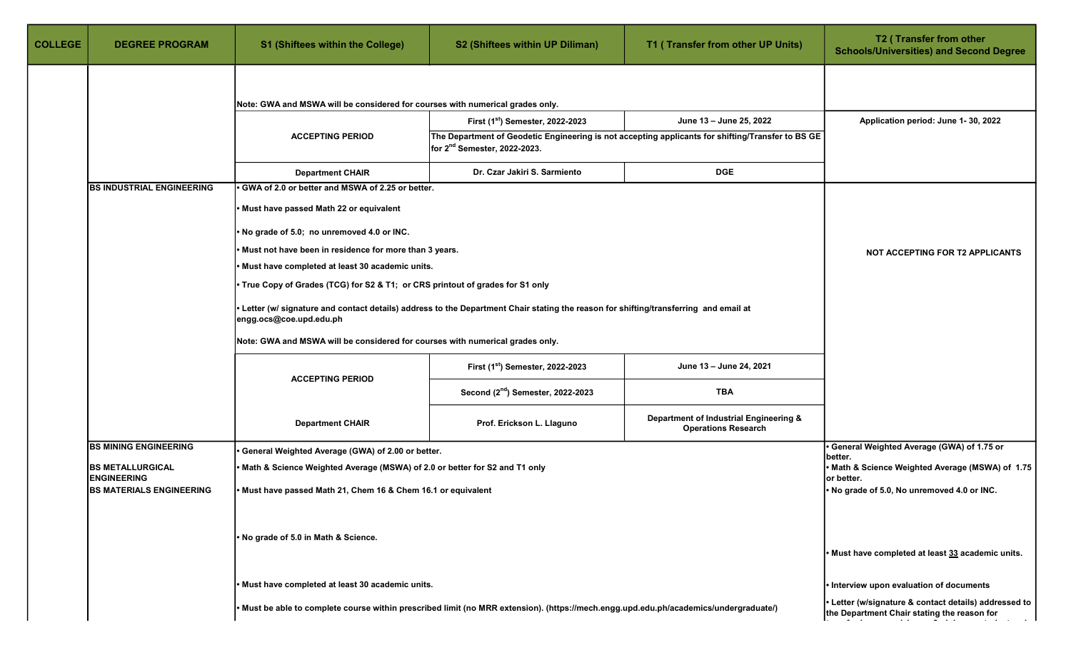| COLLEGE | DEGREE PROGRAM | S1 (Shiftees within the College) | S2 (Shiftees within UP Diliman) | T1 ( Transfer from other UP Units) | T2 ( Transfer from other Schools/Universities) and Second Degree |
|---|---|---|---|---|---|
| | | Note: GWA and MSWA will be considered for courses with numerical grades only. | | | |
| | | ACCEPTING PERIOD | First (1st) Semester, 2022-2023 | June 13 – June 25, 2022 | Application period: June 1- 30, 2022 |
| | | | The Department of Geodetic Engineering is not accepting applicants for shifting/Transfer to BS GE for 2nd Semester, 2022-2023. | | |
| | | Department CHAIR | Dr. Czar Jakiri S. Sarmiento | DGE | |
| | BS INDUSTRIAL ENGINEERING | • GWA of 2.0 or better and MSWA of 2.25 or better.<br>• Must have passed Math 22 or equivalent<br>• No grade of 5.0; no unremoved 4.0 or INC.<br>• Must not have been in residence for more than 3 years.<br>• Must have completed at least 30 academic units.<br>• True Copy of Grades (TCG) for S2 & T1; or CRS printout of grades for S1 only<br>• Letter (w/ signature and contact details) address to the Department Chair stating the reason for shifting/transferring and email at engg.ocs@coe.upd.edu.ph<br>Note: GWA and MSWA will be considered for courses with numerical grades only. | | | NOT ACCEPTING FOR T2 APPLICANTS |
| | | ACCEPTING PERIOD | First (1st) Semester, 2022-2023 | June 13 – June 24, 2021 | |
| | | | Second (2nd) Semester, 2022-2023 | TBA | |
| | | Department CHAIR | Prof. Erickson L. Llaguno | Department of Industrial Engineering & Operations Research | |
| | BS MINING ENGINEERING<br>BS METALLURGICAL ENGINEERING<br>BS MATERIALS ENGINEERING | • General Weighted Average (GWA) of 2.00 or better.<br>• Math & Science Weighted Average (MSWA) of 2.0 or better for S2 and T1 only<br>• Must have passed Math 21, Chem 16 & Chem 16.1 or equivalent<br>• No grade of 5.0 in Math & Science.<br>• Must have completed at least 30 academic units.<br>• Must be able to complete course within prescribed limit (no MRR extension). (https://mech.engg.upd.edu.ph/academics/undergraduate/) | | | • General Weighted Average (GWA) of 1.75 or better.<br>• Math & Science Weighted Average (MSWA) of 1.75 or better.<br>• No grade of 5.0, No unremoved 4.0 or INC.<br>• Must have completed at least 33 academic units.<br>• Interview upon evaluation of documents<br>• Letter (w/signature & contact details) addressed to the Department Chair stating the reason for |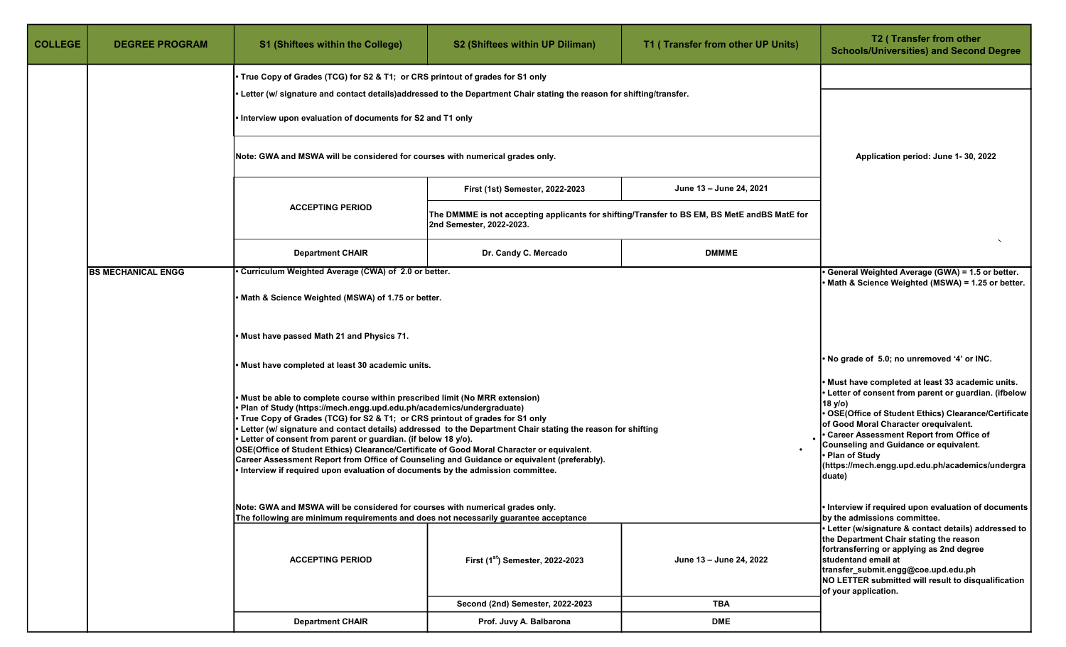| COLLEGE | DEGREE PROGRAM | S1 (Shiftees within the College) | S2 (Shiftees within UP Diliman) | T1 ( Transfer from other UP Units) | T2 ( Transfer from other Schools/Universities) and Second Degree |
|---|---|---|---|---|---|
| | | • True Copy of Grades (TCG) for S2 & T1; or CRS printout of grades for S1 only<br>• Letter (w/ signature and contact details)addressed to the Department Chair stating the reason for shifting/transfer.<br>• Interview upon evaluation of documents for S2 and T1 only | | | Application period: June 1- 30, 2022 |
| | | Note: GWA and MSWA will be considered for courses with numerical grades only. | | | |
| | | ACCEPTING PERIOD | First (1st) Semester, 2022-2023 | June 13 – June 24, 2021 | |
| | | | The DMMME is not accepting applicants for shifting/Transfer to BS EM, BS MetE andBS MatE for 2nd Semester, 2022-2023. | | |
| | | Department CHAIR | Dr. Candy C. Mercado | DMMME | |
| | BS MECHANICAL ENGG | • Curriculum Weighted Average (CWA) of 2.0 or better.<br>• Math & Science Weighted (MSWA) of 1.75 or better.<br>• Must have passed Math 21 and Physics 71.<br>• Must have completed at least 30 academic units.<br>• Must be able to complete course within prescribed limit (No MRR extension)<br>• Plan of Study (https://mech.engg.upd.edu.ph/academics/undergraduate)<br>• True Copy of Grades (TCG) for S2 & T1; or CRS printout of grades for S1 only<br>• Letter (w/ signature and contact details) addressed to the Department Chair stating the reason for shifting<br>• Letter of consent from parent or guardian. (if below 18 y/o).<br>OSE(Office of Student Ethics) Clearance/Certificate of Good Moral Character or equivalent.<br>Career Assessment Report from Office of Counseling and Guidance or equivalent (preferably).<br>• Interview if required upon evaluation of documents by the admission committee. | | | • General Weighted Average (GWA) = 1.5 or better.<br>• Math & Science Weighted (MSWA) = 1.25 or better.<br>• No grade of 5.0; no unremoved '4' or INC.<br>• Must have completed at least 33 academic units.<br>• Letter of consent from parent or guardian. (ifbelow 18 y/o)<br>• OSE(Office of Student Ethics) Clearance/Certificate of Good Moral Character orequivalent.<br>• Career Assessment Report from Office of Counseling and Guidance or equivalent.<br>• Plan of Study (https://mech.engg.upd.edu.ph/academics/undergraduate)<br>• Interview if required upon evaluation of documents by the admissions committee.<br>• Letter (w/signature & contact details) addressed to the Department Chair stating the reason fortransferring or applying as 2nd degree studentand email at transfer_submit.engg@coe.upd.edu.ph<br>NO LETTER submitted will result to disqualification of your application. |
| | | Note: GWA and MSWA will be considered for courses with numerical grades only.<br>The following are minimum requirements and does not necessarily guarantee acceptance | | | |
| | | ACCEPTING PERIOD | First (1st) Semester, 2022-2023 | June 13 – June 24, 2022 | |
| | | | Second (2nd) Semester, 2022-2023 | TBA | |
| | | Department CHAIR | Prof. Juvy A. Balbarona | DME | |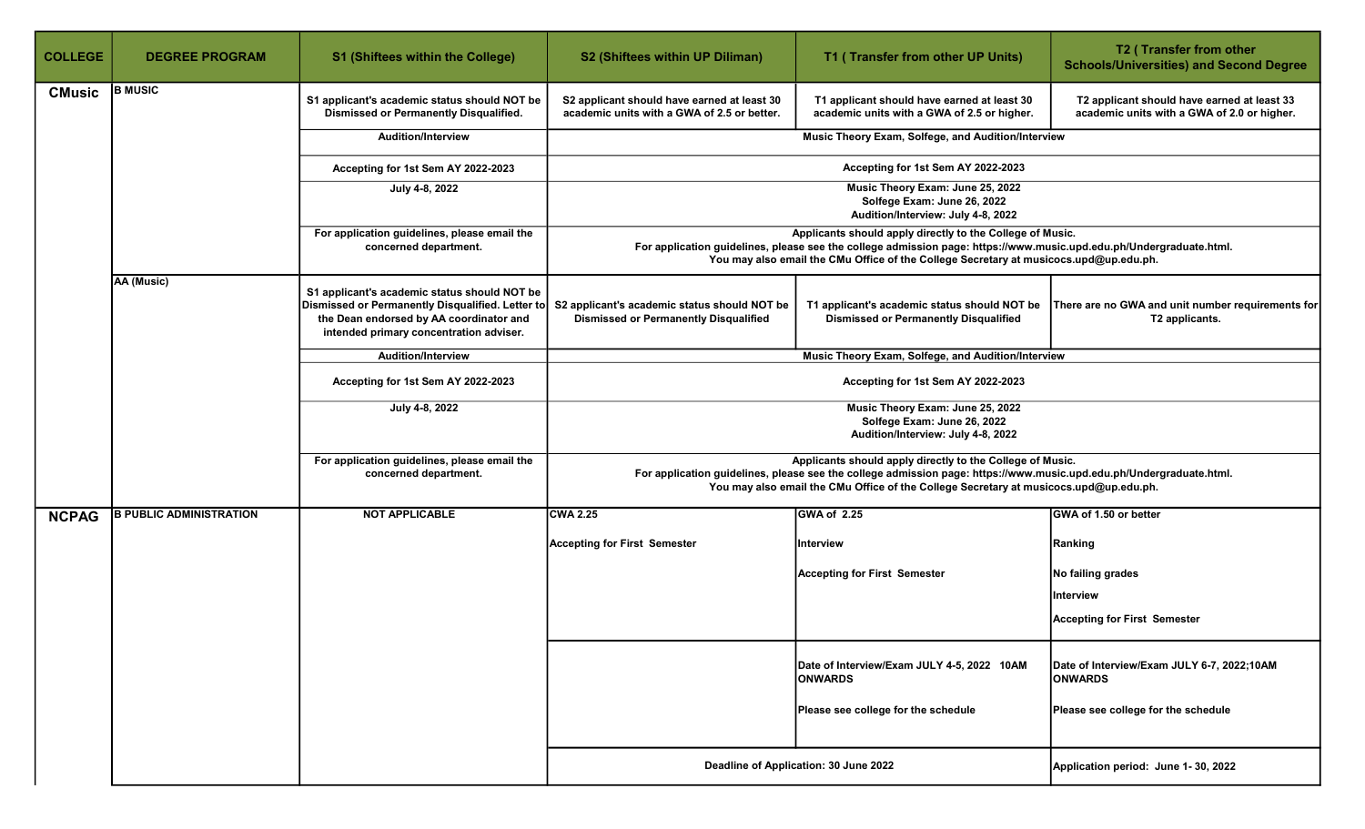| COLLEGE | DEGREE PROGRAM | S1 (Shiftees within the College) | S2 (Shiftees within UP Diliman) | T1 ( Transfer from other UP Units) | T2 ( Transfer from other Schools/Universities) and Second Degree |
|---|---|---|---|---|---|
| CMusic | B MUSIC | S1 applicant's academic status should NOT be Dismissed or Permanently Disqualified. | S2 applicant should have earned at least 30 academic units with a GWA of 2.5 or better. | T1 applicant should have earned at least 30 academic units with a GWA of 2.5 or higher. | T2 applicant should have earned at least 33 academic units with a GWA of 2.0 or higher. |
| | | Audition/Interview | Music Theory Exam, Solfege, and Audition/Interview | | |
| | | Accepting for 1st Sem AY 2022-2023 | Accepting for 1st Sem AY 2022-2023 | | |
| | | July 4-8, 2022 | Music Theory Exam: June 25, 2022<br>Solfege Exam: June 26, 2022<br>Audition/Interview: July 4-8, 2022 | | |
| | | For application guidelines, please email the concerned department. | Applicants should apply directly to the College of Music.<br>For application guidelines, please see the college admission page: https://www.music.upd.edu.ph/Undergraduate.html.<br>You may also email the CMu Office of the College Secretary at musicocs.upd@up.edu.ph. | | |
| | AA (Music) | S1 applicant's academic status should NOT be Dismissed or Permanently Disqualified. Letter to the Dean endorsed by AA coordinator and intended primary concentration adviser. | S2 applicant's academic status should NOT be Dismissed or Permanently Disqualified | T1 applicant's academic status should NOT be Dismissed or Permanently Disqualified | There are no GWA and unit number requirements for T2 applicants. |
| | | Audition/Interview | Music Theory Exam, Solfege, and Audition/Interview | | |
| | | Accepting for 1st Sem AY 2022-2023 | Accepting for 1st Sem AY 2022-2023 | | |
| | | July 4-8, 2022 | Music Theory Exam: June 25, 2022<br>Solfege Exam: June 26, 2022<br>Audition/Interview: July 4-8, 2022 | | |
| | | For application guidelines, please email the concerned department. | Applicants should apply directly to the College of Music.<br>For application guidelines, please see the college admission page: https://www.music.upd.edu.ph/Undergraduate.html.<br>You may also email the CMu Office of the College Secretary at musicocs.upd@up.edu.ph. | | |
| NCPAG | B PUBLIC ADMINISTRATION | NOT APPLICABLE | CWA 2.25<br><br>Accepting for First Semester | GWA of 2.25<br><br>Interview<br><br>Accepting for First Semester | GWA of 1.50 or better<br><br>Ranking<br><br>No failing grades<br><br>Interview<br><br>Accepting for First Semester |
| | | | | Date of Interview/Exam JULY 4-5, 2022 10AM ONWARDS<br><br>Please see college for the schedule | Date of Interview/Exam JULY 6-7, 2022;10AM ONWARDS<br><br>Please see college for the schedule |
| | | | Deadline of Application: 30 June 2022 | | Application period: June 1- 30, 2022 |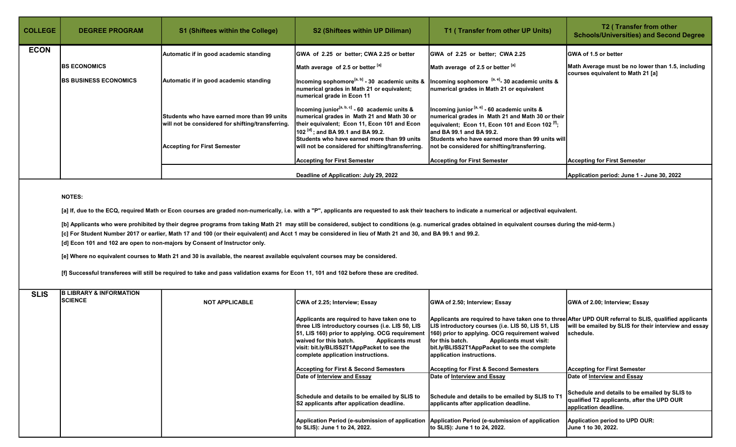| COLLEGE | DEGREE PROGRAM | S1 (Shiftees within the College) | S2 (Shiftees within UP Diliman) | T1 ( Transfer from other UP Units) | T2 ( Transfer from other Schools/Universities) and Second Degree |
|---|---|---|---|---|---|
| **ECON** | **BS ECONOMICS**<br><br>**BS BUSINESS ECONOMICS** | **Automatic if in good academic standing**<br><br>**Automatic if in good academic standing**<br><br>**Students who have earned more than 99 units will not be considered for shifting/transferring.**<br><br>**Accepting for First Semester** | **GWA of 2.25 or better; CWA 2.25 or better**<br><br>**Math average of 2.5 or better [a]**<br><br>**Incoming sophomore[a, b] - 30 academic units & numerical grades in Math 21 or equivalent; numerical grade in Econ 11**<br><br>**Incoming junior[a, b, c] - 60 academic units & numerical grades in Math 21 and Math 30 or their equivalent; Econ 11, Econ 101 and Econ 102 [d] ; and BA 99.1 and BA 99.2.**<br>**Students who have earned more than 99 units will not be considered for shifting/transferring.**<br><br>**Accepting for First Semester** | **GWA of 2.25 or better; CWA 2.25**<br><br>**Math average of 2.5 or better [a]**<br><br>**Incoming sophomore [a, e]- 30 academic units & numerical grades in Math 21 or equivalent**<br><br>**Incoming junior [a, e] - 60 academic units & numerical grades in Math 21 and Math 30 or their equivalent; Econ 11, Econ 101 and Econ 102 [f]; and BA 99.1 and BA 99.2.**<br>**Students who have earned more than 99 units will not be considered for shifting/transferring.**<br><br>**Accepting for First Semester** | **GWA of 1.5 or better**<br><br>**Math Average must be no lower than 1.5, including courses equivalent to Math 21 [a]**<br><br>**Accepting for First Semester** |
| | | | **Deadline of Application: July 29, 2022** | | **Application period: June 1 - June 30, 2022** |
| **SLIS** | **B LIBRARY & INFORMATION SCIENCE** | **NOT APPLICABLE** | **CWA of 2.25; Interview; Essay**<br><br>**Applicants are required to have taken one to three LIS introductory courses (i.e. LIS 50, LIS 51, LIS 160) prior to applying. OCG requirement waived for this batch. Applicants must visit: bit.ly/BLISS2T1AppPacket to see the complete application instructions.**<br><br>**Accepting for First & Second Semesters** | **GWA of 2.50; Interview; Essay**<br><br>**Applicants are required to have taken one to three LIS introductory courses (i.e. LIS 50, LIS 51, LIS 160) prior to applying. OCG requirement waived for this batch. Applicants must visit: bit.ly/BLISS2T1AppPacket to see the complete application instructions.**<br><br>**Accepting for First & Second Semesters** | **GWA of 2.00; Interview; Essay**<br><br>**After UPD OUR referral to SLIS, qualified applicants will be emailed by SLIS for their interview and essay schedule.**<br><br>**Accepting for First Semester** |
| | | | **Date of Interview and Essay**<br><br>**Schedule and details to be emailed by SLIS to S2 applicants after application deadline.** | **Date of Interview and Essay**<br><br>**Schedule and details to be emailed by SLIS to T1 applicants after application deadline.** | **Date of Interview and Essay**<br><br>**Schedule and details to be emailed by SLIS to qualified T2 applicants, after the UPD OUR application deadline.** |
| | | | **Application Period (e-submission of application to SLIS): June 1 to 24, 2022.** | **Application Period (e-submission of application to SLIS): June 1 to 24, 2022.** | **Application period to UPD OUR: June 1 to 30, 2022.** |

**NOTES:**

**[a] If, due to the ECQ, required Math or Econ courses are graded non-numerically, i.e. with a "P", applicants are requested to ask their teachers to indicate a numerical or adjectival equivalent.**

**[b] Applicants who were prohibited by their degree programs from taking Math 21 may still be considered, subject to conditions (e.g. numerical grades obtained in equivalent courses during the mid-term.)**

**[c] For Student Number 2017 or earlier, Math 17 and 100 (or their equivalent) and Acct 1 may be considered in lieu of Math 21 and 30, and BA 99.1 and 99.2.**

**[d] Econ 101 and 102 are open to non-majors by Consent of Instructor only.**

**[e] Where no equivalent courses to Math 21 and 30 is available, the nearest available equivalent courses may be considered.**

**[f] Successful transferees will still be required to take and pass validation exams for Econ 11, 101 and 102 before these are credited.**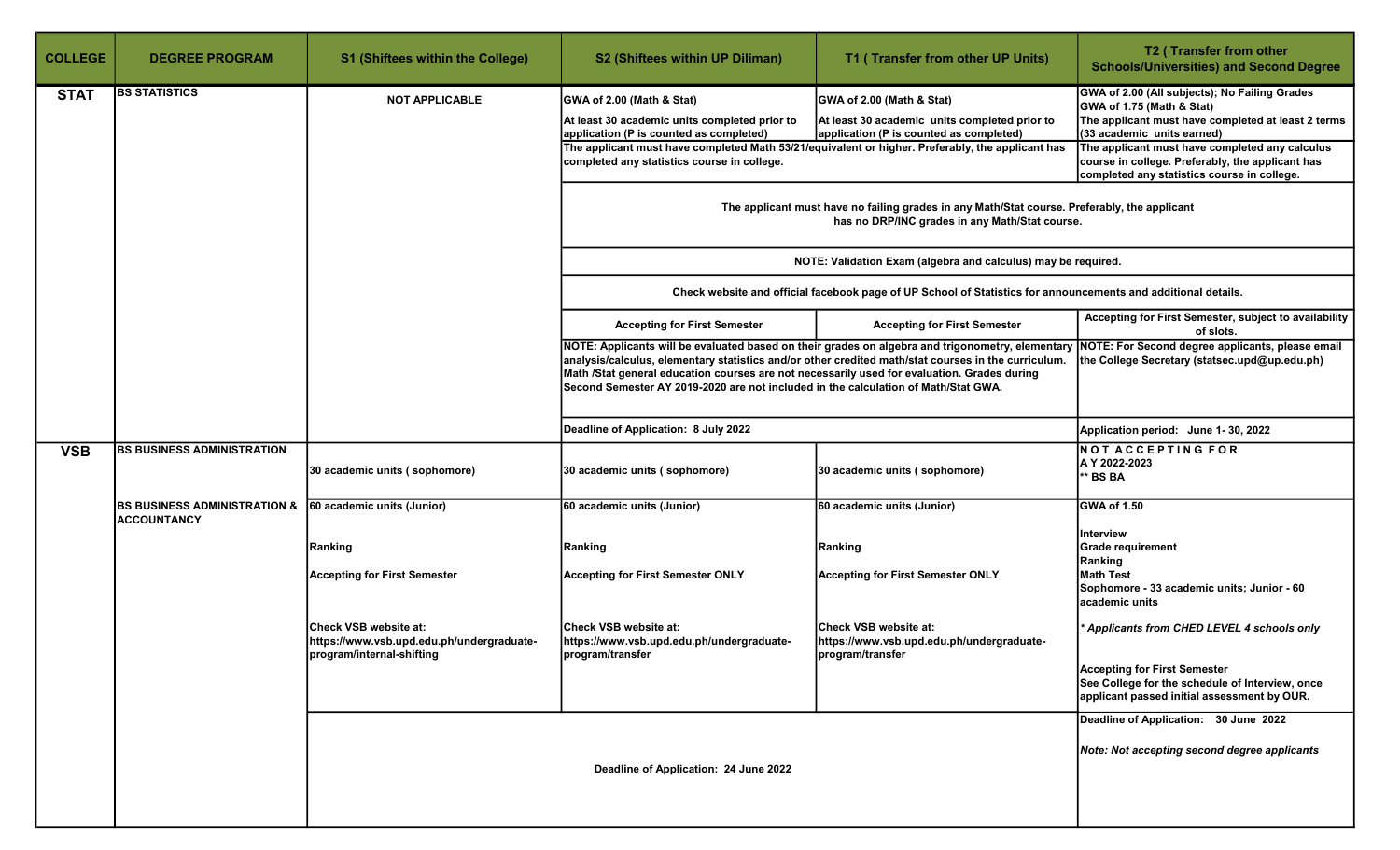| COLLEGE | DEGREE PROGRAM | S1 (Shiftees within the College) | S2 (Shiftees within UP Diliman) | T1 ( Transfer from other UP Units) | T2 ( Transfer from other Schools/Universities) and Second Degree |
|---|---|---|---|---|---|
| **STAT** | **BS STATISTICS** | **NOT APPLICABLE** | **GWA of 2.00 (Math & Stat)**<br><br>**At least 30 academic units completed prior to application (P is counted as completed)** | **GWA of 2.00 (Math & Stat)**<br><br>**At least 30 academic units completed prior to application (P is counted as completed)** | **GWA of 2.00 (All subjects); No Failing Grades**<br>**GWA of 1.75 (Math & Stat)**<br>**The applicant must have completed at least 2 terms (33 academic units earned)** |
| | | | **The applicant must have completed Math 53/21/equivalent or higher. Preferably, the applicant has completed any statistics course in college.** | | **The applicant must have completed any calculus course in college. Preferably, the applicant has completed any statistics course in college.** |
| | | | **The applicant must have no failing grades in any Math/Stat course. Preferably, the applicant has no DRP/INC grades in any Math/Stat course.** | | |
| | | | **NOTE: Validation Exam (algebra and calculus) may be required.** | | |
| | | | **Check website and official facebook page of UP School of Statistics for announcements and additional details.** | | |
| | | | **Accepting for First Semester** | **Accepting for First Semester** | **Accepting for First Semester, subject to availability of slots.** |
| | | | **NOTE: Applicants will be evaluated based on their grades on algebra and trigonometry, elementary analysis/calculus, elementary statistics and/or other credited math/stat courses in the curriculum. Math /Stat general education courses are not necessarily used for evaluation. Grades during Second Semester AY 2019-2020 are not included in the calculation of Math/Stat GWA.** | | **NOTE: For Second degree applicants, please email the College Secretary (statsec.upd@up.edu.ph)** |
| | | | **Deadline of Application: 8 July 2022** | | **Application period: June 1- 30, 2022** |
| **VSB** | **BS BUSINESS ADMINISTRATION** | **30 academic units ( sophomore)** | **30 academic units ( sophomore)** | **30 academic units ( sophomore)** | **N O T A C C E P T I N G F O R A Y 2022-2023**<br>**\*\* BS BA** |
| | **BS BUSINESS ADMINISTRATION & ACCOUNTANCY** | **60 academic units (Junior)**<br><br>**Ranking**<br><br>**Accepting for First Semester**<br><br>**Check VSB website at: https://www.vsb.upd.edu.ph/undergraduate-program/internal-shifting** | **60 academic units (Junior)**<br><br>**Ranking**<br><br>**Accepting for First Semester ONLY**<br><br>**Check VSB website at: https://www.vsb.upd.edu.ph/undergraduate-program/transfer** | **60 academic units (Junior)**<br><br>**Ranking**<br><br>**Accepting for First Semester ONLY**<br><br>**Check VSB website at: https://www.vsb.upd.edu.ph/undergraduate-program/transfer** | **GWA of 1.50**<br><br>**Interview**<br>**Grade requirement**<br>**Ranking**<br>**Math Test**<br>**Sophomore - 33 academic units; Junior - 60 academic units**<br><br>***Applicants from CHED LEVEL 4 schools only***<br><br>**Accepting for First Semester**<br>**See College for the schedule of Interview, once applicant passed initial assessment by OUR.** |
| | | **Deadline of Application: 24 June 2022** | | | **Deadline of Application: 30 June 2022**<br><br>***Note: Not accepting second degree applicants*** |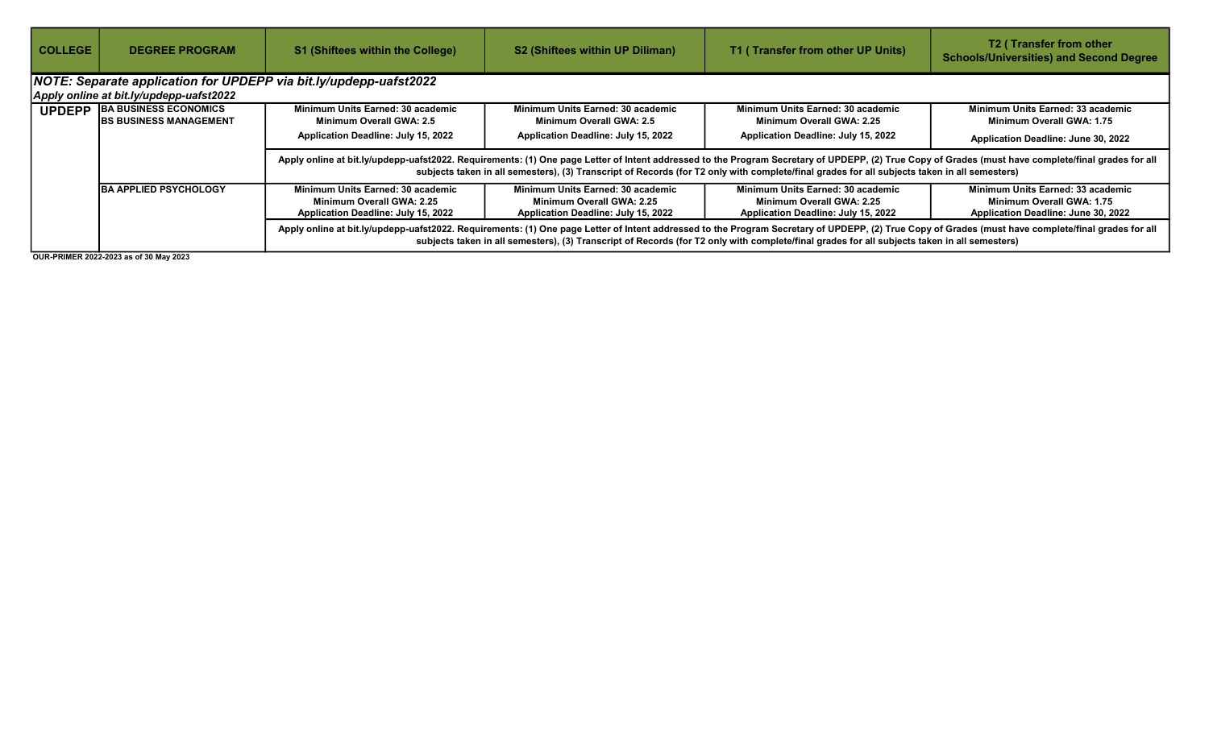| COLLEGE | DEGREE PROGRAM | S1 (Shiftees within the College) | S2 (Shiftees within UP Diliman) | T1 ( Transfer from other UP Units) | T2 ( Transfer from other Schools/Universities) and Second Degree |
|---|---|---|---|---|---|
| ***NOTE: Separate application for UPDEPP via bit.ly/updepp-uafst2022*** ***Apply online at bit.ly/updepp-uafst2022*** | | | | | |
| **UPDEPP** | **BA BUSINESS ECONOMICS** **BS BUSINESS MANAGEMENT** | **Minimum Units Earned: 30 academic** **Minimum Overall GWA: 2.5** **Application Deadline: July 15, 2022** | **Minimum Units Earned: 30 academic** **Minimum Overall GWA: 2.5** **Application Deadline: July 15, 2022** | **Minimum Units Earned: 30 academic** **Minimum Overall GWA: 2.25** **Application Deadline: July 15, 2022** | **Minimum Units Earned: 33 academic** **Minimum Overall GWA: 1.75** **Application Deadline: June 30, 2022** |
| | | **Apply online at bit.ly/updepp-uafst2022. Requirements: (1) One page Letter of Intent addressed to the Program Secretary of UPDEPP, (2) True Copy of Grades (must have complete/final grades for all subjects taken in all semesters), (3) Transcript of Records (for T2 only with complete/final grades for all subjects taken in all semesters)** | | | |
| | **BA APPLIED PSYCHOLOGY** | **Minimum Units Earned: 30 academic** **Minimum Overall GWA: 2.25** **Application Deadline: July 15, 2022** | **Minimum Units Earned: 30 academic** **Minimum Overall GWA: 2.25** **Application Deadline: July 15, 2022** | **Minimum Units Earned: 30 academic** **Minimum Overall GWA: 2.25** **Application Deadline: July 15, 2022** | **Minimum Units Earned: 33 academic** **Minimum Overall GWA: 1.75** **Application Deadline: June 30, 2022** |
| | | **Apply online at bit.ly/updepp-uafst2022. Requirements: (1) One page Letter of Intent addressed to the Program Secretary of UPDEPP, (2) True Copy of Grades (must have complete/final grades for all subjects taken in all semesters), (3) Transcript of Records (for T2 only with complete/final grades for all subjects taken in all semesters)** | | | |

**OUR-PRIMER 2022-2023 as of 30 May 2023**